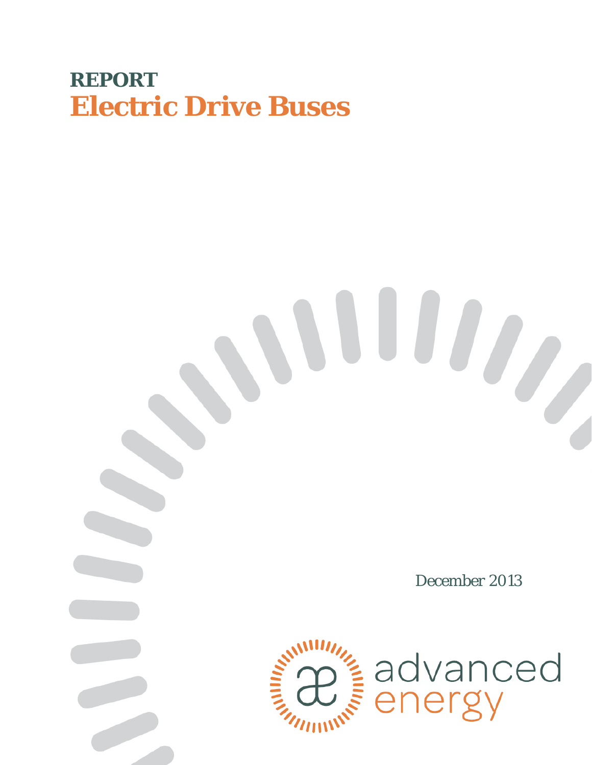**REPORT**

# Electric Drive Buses

December 2013

advanced energy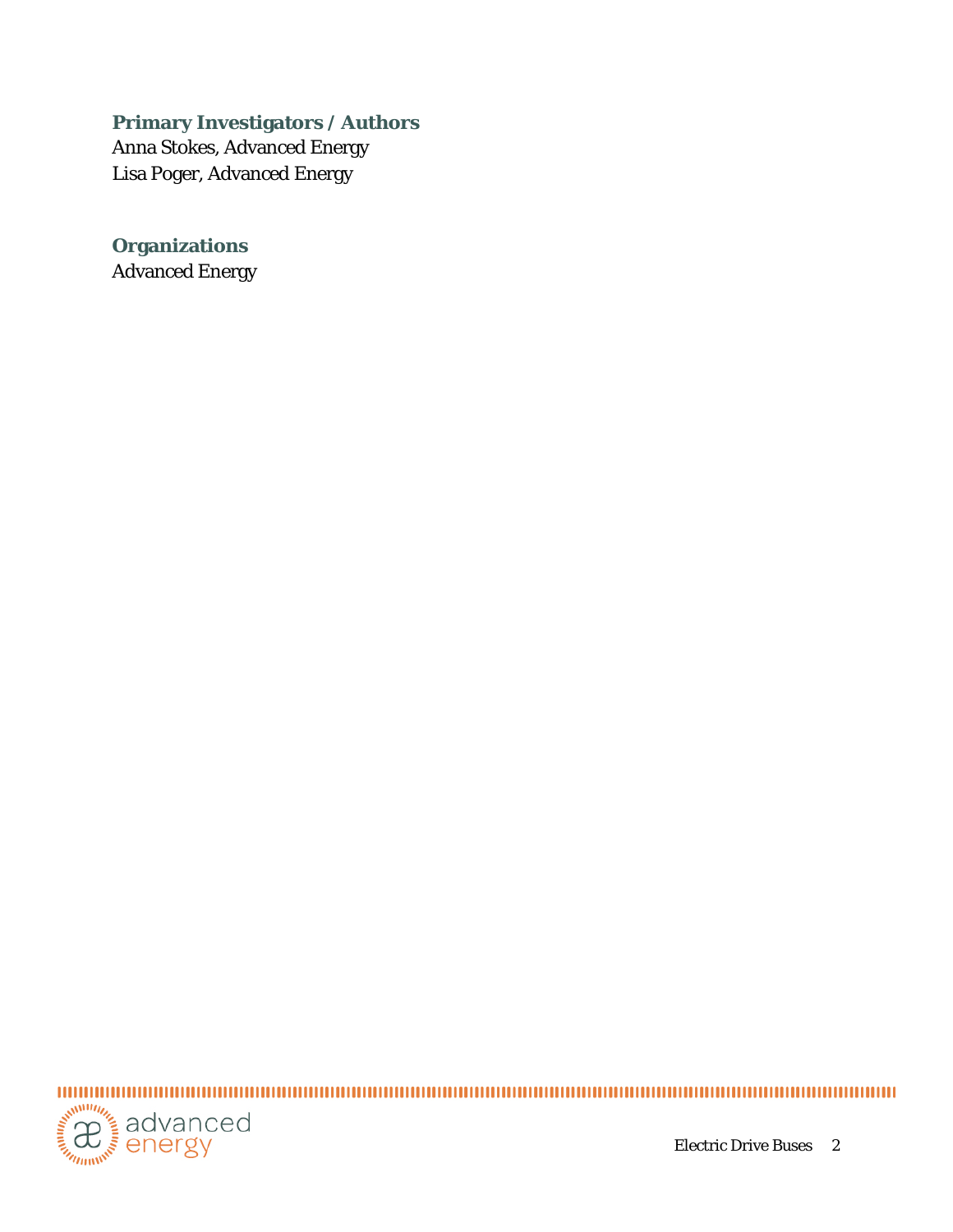**Primary Investigators / Authors**

Anna Stokes, Advanced Energy
Lisa Poger, Advanced Energy

**Organizations**

Advanced Energy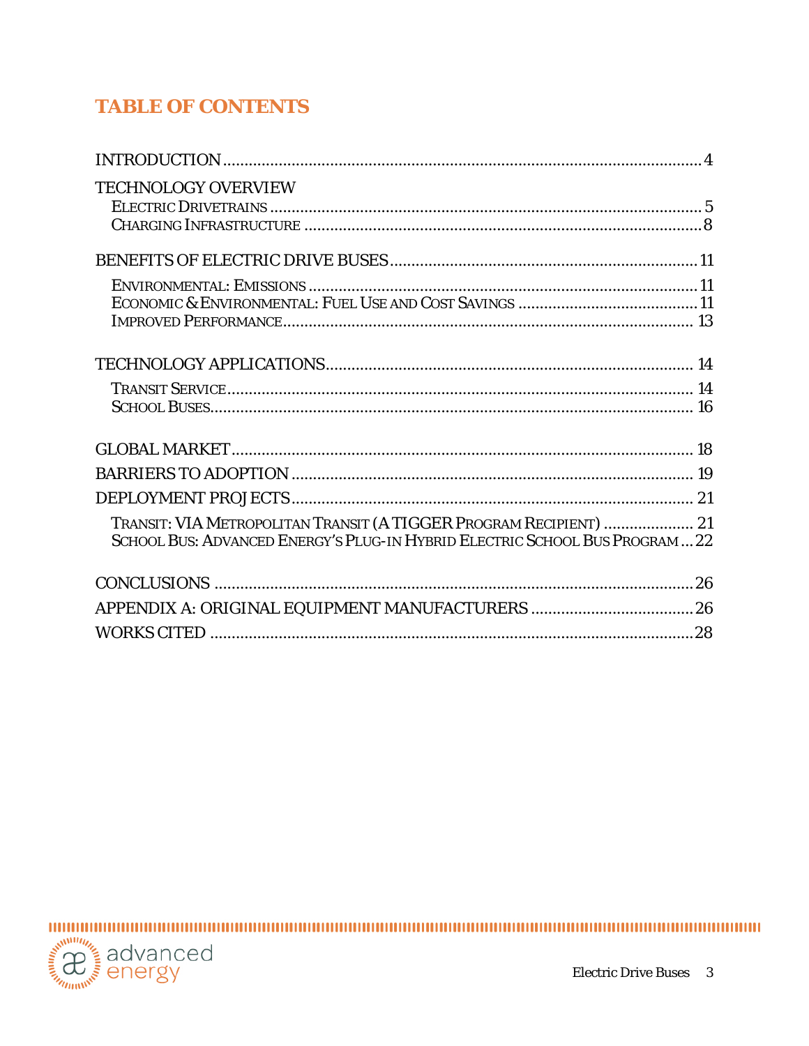## TABLE OF CONTENTS

INTRODUCTION ....................................................................................................... 4

TECHNOLOGY OVERVIEW

- Electric Drivetrains ....................................................................................................... 5
- Charging Infrastructure ............................................................................................... 8

BENEFITS OF ELECTRIC DRIVE BUSES ................................................................... 11

- Environmental: Emissions ........................................................................................... 11
- Economic & Environmental: Fuel Use and Cost Savings ......................................... 11
- Improved Performance ................................................................................................. 13

TECHNOLOGY APPLICATIONS ..................................................................................... 14

- Transit Service .............................................................................................................. 14
- School Buses .................................................................................................................. 16

GLOBAL MARKET ............................................................................................................ 18

BARRIERS TO ADOPTION ............................................................................................. 19

DEPLOYMENT PROJECTS ............................................................................................. 21

- Transit: VIA Metropolitan Transit (A TIGGER Program Recipient) ..................... 21
- School Bus: Advanced Energy's Plug-in Hybrid Electric School Bus Program ... 22

CONCLUSIONS .................................................................................................................. 26

APPENDIX A: ORIGINAL EQUIPMENT MANUFACTURERS ....................................... 26

WORKS CITED .................................................................................................................. 28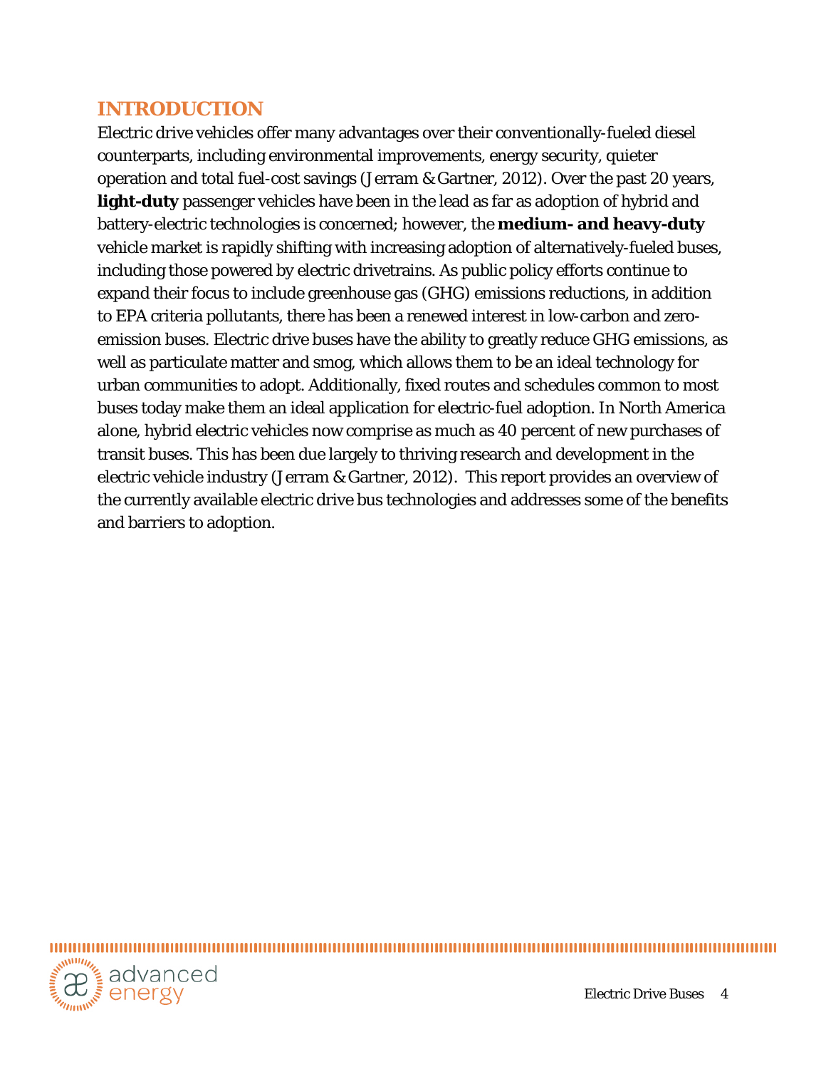## INTRODUCTION

Electric drive vehicles offer many advantages over their conventionally-fueled diesel counterparts, including environmental improvements, energy security, quieter operation and total fuel-cost savings (Jerram & Gartner, 2012). Over the past 20 years, **light-duty** passenger vehicles have been in the lead as far as adoption of hybrid and battery-electric technologies is concerned; however, the **medium- and heavy-duty** vehicle market is rapidly shifting with increasing adoption of alternatively-fueled buses, including those powered by electric drivetrains. As public policy efforts continue to expand their focus to include greenhouse gas (GHG) emissions reductions, in addition to EPA criteria pollutants, there has been a renewed interest in low-carbon and zero-emission buses. Electric drive buses have the ability to greatly reduce GHG emissions, as well as particulate matter and smog, which allows them to be an ideal technology for urban communities to adopt. Additionally, fixed routes and schedules common to most buses today make them an ideal application for electric-fuel adoption. In North America alone, hybrid electric vehicles now comprise as much as 40 percent of new purchases of transit buses. This has been due largely to thriving research and development in the electric vehicle industry (Jerram & Gartner, 2012). This report provides an overview of the currently available electric drive bus technologies and addresses some of the benefits and barriers to adoption.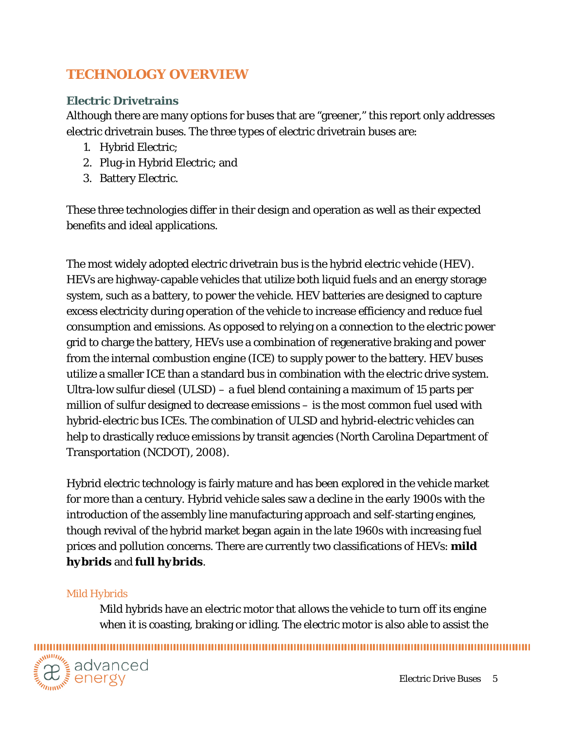# TECHNOLOGY OVERVIEW

## Electric Drivetrains

Although there are many options for buses that are "greener," this report only addresses electric drivetrain buses. The three types of electric drivetrain buses are:

1. Hybrid Electric;
2. Plug-in Hybrid Electric; and
3. Battery Electric.

These three technologies differ in their design and operation as well as their expected benefits and ideal applications.

The most widely adopted electric drivetrain bus is the hybrid electric vehicle (HEV). HEVs are highway-capable vehicles that utilize both liquid fuels and an energy storage system, such as a battery, to power the vehicle. HEV batteries are designed to capture excess electricity during operation of the vehicle to increase efficiency and reduce fuel consumption and emissions. As opposed to relying on a connection to the electric power grid to charge the battery, HEVs use a combination of regenerative braking and power from the internal combustion engine (ICE) to supply power to the battery. HEV buses utilize a smaller ICE than a standard bus in combination with the electric drive system. Ultra-low sulfur diesel (ULSD) – a fuel blend containing a maximum of 15 parts per million of sulfur designed to decrease emissions – is the most common fuel used with hybrid-electric bus ICEs. The combination of ULSD and hybrid-electric vehicles can help to drastically reduce emissions by transit agencies (North Carolina Department of Transportation (NCDOT), 2008).

Hybrid electric technology is fairly mature and has been explored in the vehicle market for more than a century. Hybrid vehicle sales saw a decline in the early 1900s with the introduction of the assembly line manufacturing approach and self-starting engines, though revival of the hybrid market began again in the late 1960s with increasing fuel prices and pollution concerns. There are currently two classifications of HEVs: **mild hybrids** and **full hybrids**.

### Mild Hybrids

Mild hybrids have an electric motor that allows the vehicle to turn off its engine when it is coasting, braking or idling. The electric motor is also able to assist the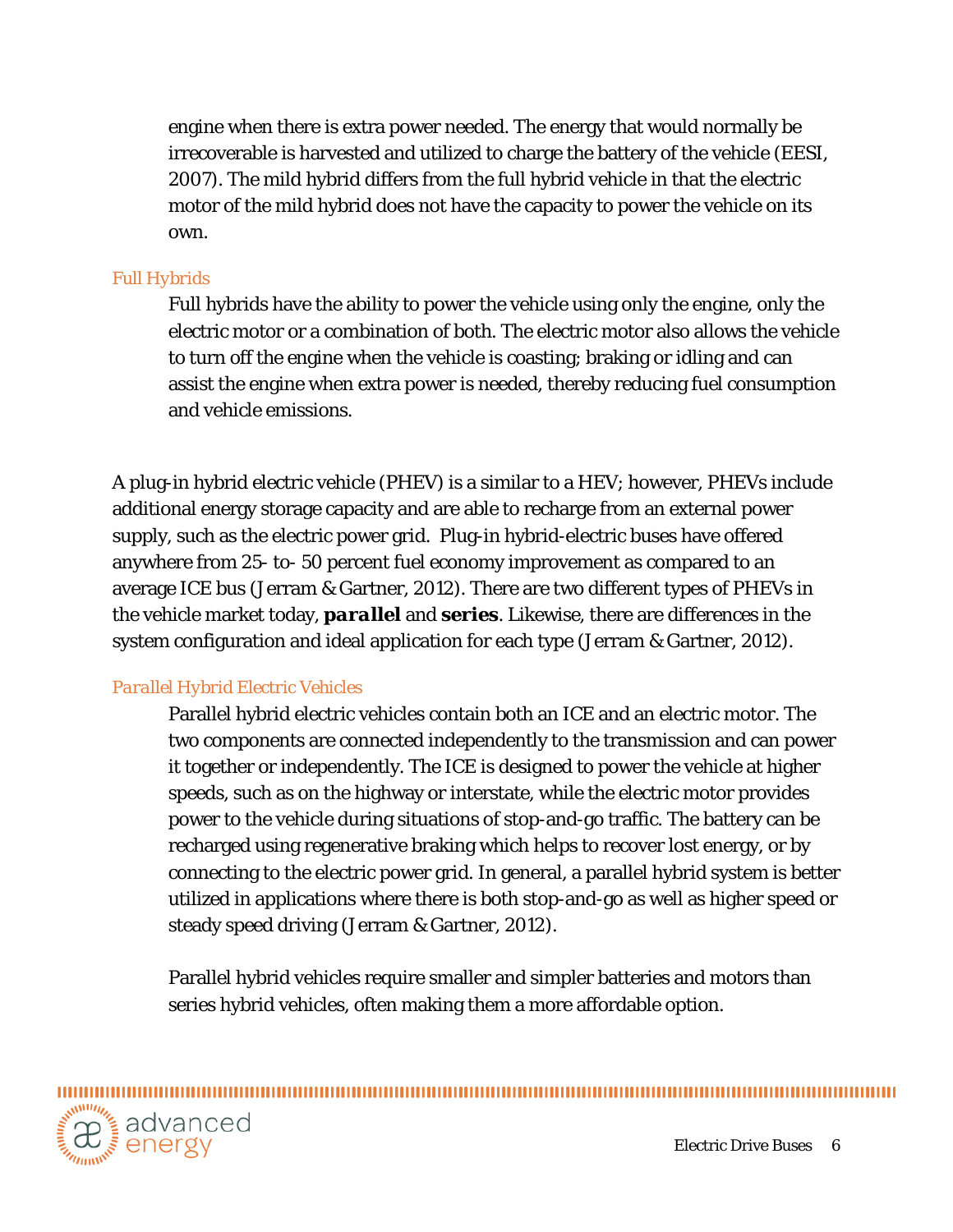engine when there is extra power needed. The energy that would normally be irrecoverable is harvested and utilized to charge the battery of the vehicle (EESI, 2007). The mild hybrid differs from the full hybrid vehicle in that the electric motor of the mild hybrid does not have the capacity to power the vehicle on its own.

### *Full Hybrids*

Full hybrids have the ability to power the vehicle using only the engine, only the electric motor or a combination of both. The electric motor also allows the vehicle to turn off the engine when the vehicle is coasting; braking or idling and can assist the engine when extra power is needed, thereby reducing fuel consumption and vehicle emissions.

A plug-in hybrid electric vehicle (PHEV) is a similar to a HEV; however, PHEVs include additional energy storage capacity and are able to recharge from an external power supply, such as the electric power grid. Plug-in hybrid-electric buses have offered anywhere from 25- to- 50 percent fuel economy improvement as compared to an average ICE bus (Jerram & Gartner, 2012). There are two different types of PHEVs in the vehicle market today, ***parallel*** and ***series***. Likewise, there are differences in the system configuration and ideal application for each type (Jerram & Gartner, 2012).

### *Parallel Hybrid Electric Vehicles*

Parallel hybrid electric vehicles contain both an ICE and an electric motor. The two components are connected independently to the transmission and can power it together or independently. The ICE is designed to power the vehicle at higher speeds, such as on the highway or interstate, while the electric motor provides power to the vehicle during situations of stop-and-go traffic. The battery can be recharged using regenerative braking which helps to recover lost energy, or by connecting to the electric power grid. In general, a parallel hybrid system is better utilized in applications where there is both stop-and-go as well as higher speed or steady speed driving (Jerram & Gartner, 2012).

Parallel hybrid vehicles require smaller and simpler batteries and motors than series hybrid vehicles, often making them a more affordable option.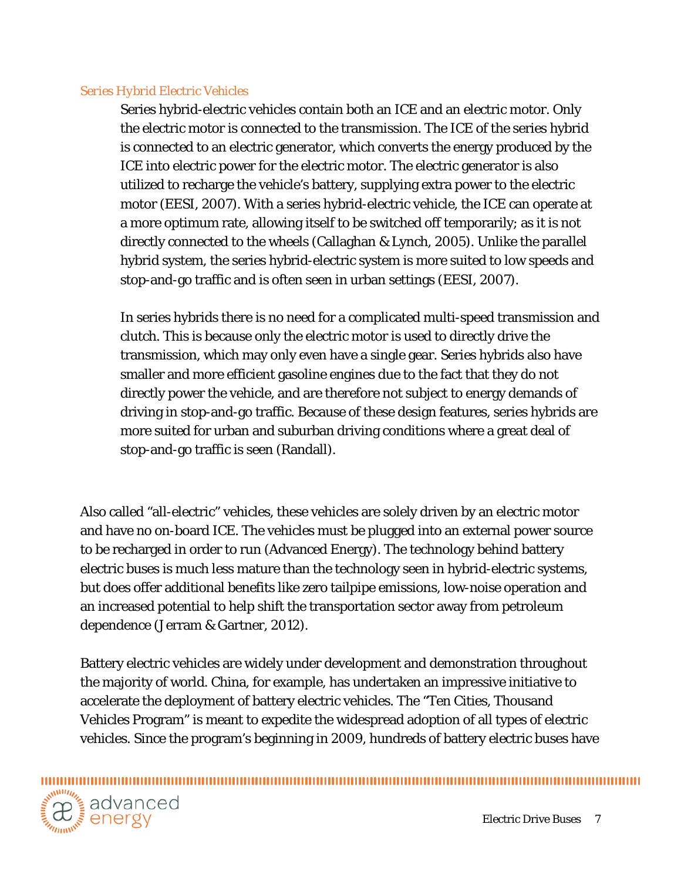### Series Hybrid Electric Vehicles

Series hybrid-electric vehicles contain both an ICE and an electric motor. Only the electric motor is connected to the transmission. The ICE of the series hybrid is connected to an electric generator, which converts the energy produced by the ICE into electric power for the electric motor. The electric generator is also utilized to recharge the vehicle's battery, supplying extra power to the electric motor (EESI, 2007). With a series hybrid-electric vehicle, the ICE can operate at a more optimum rate, allowing itself to be switched off temporarily; as it is not directly connected to the wheels (Callaghan & Lynch, 2005). Unlike the parallel hybrid system, the series hybrid-electric system is more suited to low speeds and stop-and-go traffic and is often seen in urban settings (EESI, 2007).

In series hybrids there is no need for a complicated multi-speed transmission and clutch. This is because only the electric motor is used to directly drive the transmission, which may only even have a single gear. Series hybrids also have smaller and more efficient gasoline engines due to the fact that they do not directly power the vehicle, and are therefore not subject to energy demands of driving in stop-and-go traffic. Because of these design features, series hybrids are more suited for urban and suburban driving conditions where a great deal of stop-and-go traffic is seen (Randall).

Also called "all-electric" vehicles, these vehicles are solely driven by an electric motor and have no on-board ICE. The vehicles must be plugged into an external power source to be recharged in order to run (Advanced Energy). The technology behind battery electric buses is much less mature than the technology seen in hybrid-electric systems, but does offer additional benefits like zero tailpipe emissions, low-noise operation and an increased potential to help shift the transportation sector away from petroleum dependence (Jerram & Gartner, 2012).

Battery electric vehicles are widely under development and demonstration throughout the majority of world. China, for example, has undertaken an impressive initiative to accelerate the deployment of battery electric vehicles. The "Ten Cities, Thousand Vehicles Program" is meant to expedite the widespread adoption of all types of electric vehicles. Since the program's beginning in 2009, hundreds of battery electric buses have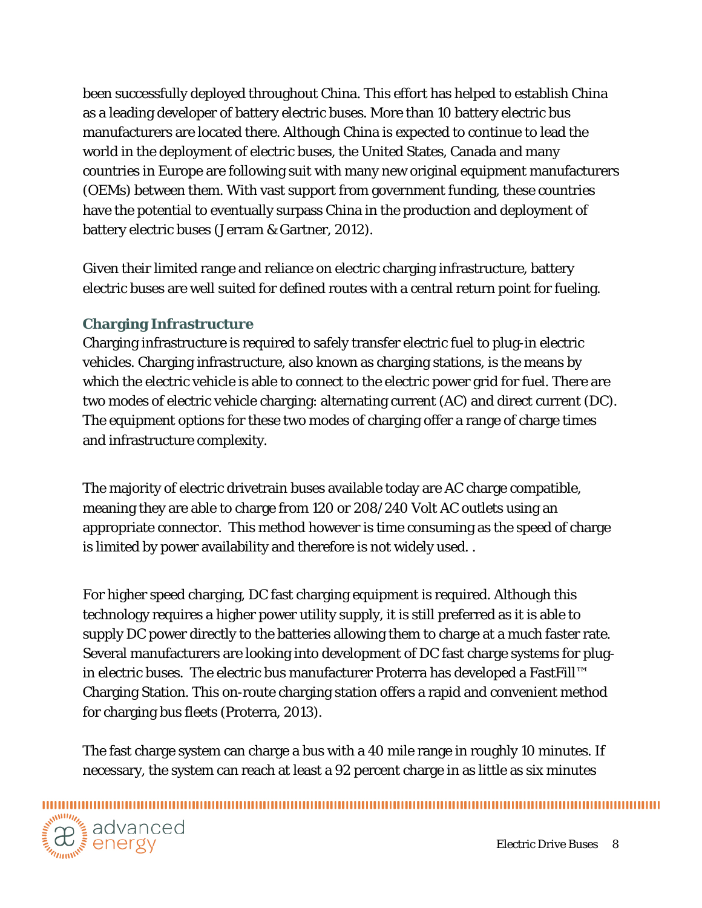been successfully deployed throughout China. This effort has helped to establish China as a leading developer of battery electric buses. More than 10 battery electric bus manufacturers are located there. Although China is expected to continue to lead the world in the deployment of electric buses, the United States, Canada and many countries in Europe are following suit with many new original equipment manufacturers (OEMs) between them. With vast support from government funding, these countries have the potential to eventually surpass China in the production and deployment of battery electric buses (Jerram & Gartner, 2012).

Given their limited range and reliance on electric charging infrastructure, battery electric buses are well suited for defined routes with a central return point for fueling.

### Charging Infrastructure

Charging infrastructure is required to safely transfer electric fuel to plug-in electric vehicles. Charging infrastructure, also known as charging stations, is the means by which the electric vehicle is able to connect to the electric power grid for fuel. There are two modes of electric vehicle charging: alternating current (AC) and direct current (DC). The equipment options for these two modes of charging offer a range of charge times and infrastructure complexity.

The majority of electric drivetrain buses available today are AC charge compatible, meaning they are able to charge from 120 or 208/240 Volt AC outlets using an appropriate connector. This method however is time consuming as the speed of charge is limited by power availability and therefore is not widely used. .

For higher speed charging, DC fast charging equipment is required. Although this technology requires a higher power utility supply, it is still preferred as it is able to supply DC power directly to the batteries allowing them to charge at a much faster rate. Several manufacturers are looking into development of DC fast charge systems for plug-in electric buses. The electric bus manufacturer Proterra has developed a FastFill™ Charging Station. This on-route charging station offers a rapid and convenient method for charging bus fleets (Proterra, 2013).

The fast charge system can charge a bus with a 40 mile range in roughly 10 minutes. If necessary, the system can reach at least a 92 percent charge in as little as six minutes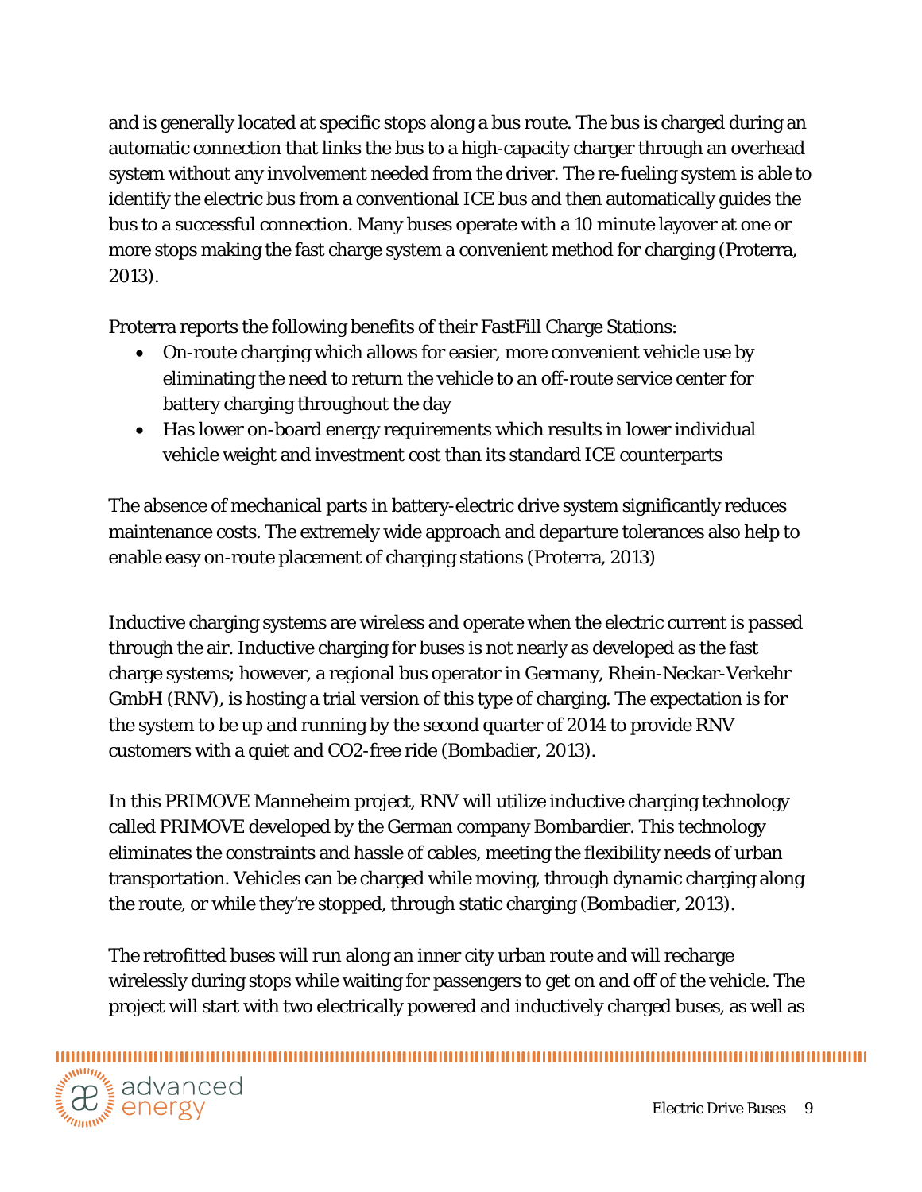and is generally located at specific stops along a bus route. The bus is charged during an automatic connection that links the bus to a high-capacity charger through an overhead system without any involvement needed from the driver. The re-fueling system is able to identify the electric bus from a conventional ICE bus and then automatically guides the bus to a successful connection. Many buses operate with a 10 minute layover at one or more stops making the fast charge system a convenient method for charging (Proterra, 2013).

Proterra reports the following benefits of their FastFill Charge Stations:

- On-route charging which allows for easier, more convenient vehicle use by eliminating the need to return the vehicle to an off-route service center for battery charging throughout the day
- Has lower on-board energy requirements which results in lower individual vehicle weight and investment cost than its standard ICE counterparts

The absence of mechanical parts in battery-electric drive system significantly reduces maintenance costs. The extremely wide approach and departure tolerances also help to enable easy on-route placement of charging stations (Proterra, 2013)

Inductive charging systems are wireless and operate when the electric current is passed through the air. Inductive charging for buses is not nearly as developed as the fast charge systems; however, a regional bus operator in Germany, Rhein-Neckar-Verkehr GmbH (RNV), is hosting a trial version of this type of charging. The expectation is for the system to be up and running by the second quarter of 2014 to provide RNV customers with a quiet and CO2-free ride (Bombadier, 2013).

In this PRIMOVE Manneheim project, RNV will utilize inductive charging technology called PRIMOVE developed by the German company Bombardier. This technology eliminates the constraints and hassle of cables, meeting the flexibility needs of urban transportation. Vehicles can be charged while moving, through dynamic charging along the route, or while they're stopped, through static charging (Bombadier, 2013).

The retrofitted buses will run along an inner city urban route and will recharge wirelessly during stops while waiting for passengers to get on and off of the vehicle. The project will start with two electrically powered and inductively charged buses, as well as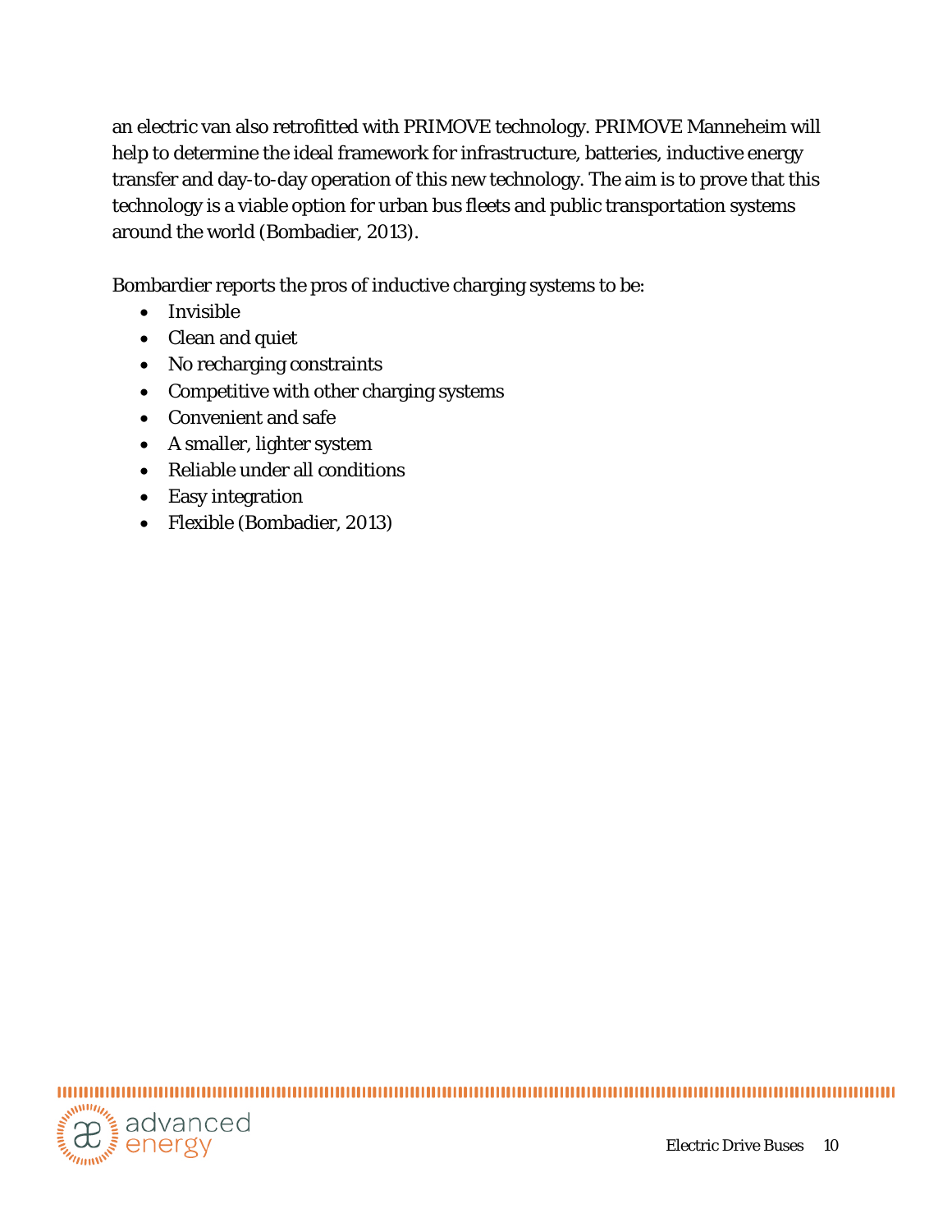an electric van also retrofitted with PRIMOVE technology. PRIMOVE Manneheim will help to determine the ideal framework for infrastructure, batteries, inductive energy transfer and day-to-day operation of this new technology. The aim is to prove that this technology is a viable option for urban bus fleets and public transportation systems around the world (Bombadier, 2013).

Bombardier reports the pros of inductive charging systems to be:

- Invisible
- Clean and quiet
- No recharging constraints
- Competitive with other charging systems
- Convenient and safe
- A smaller, lighter system
- Reliable under all conditions
- Easy integration
- Flexible (Bombadier, 2013)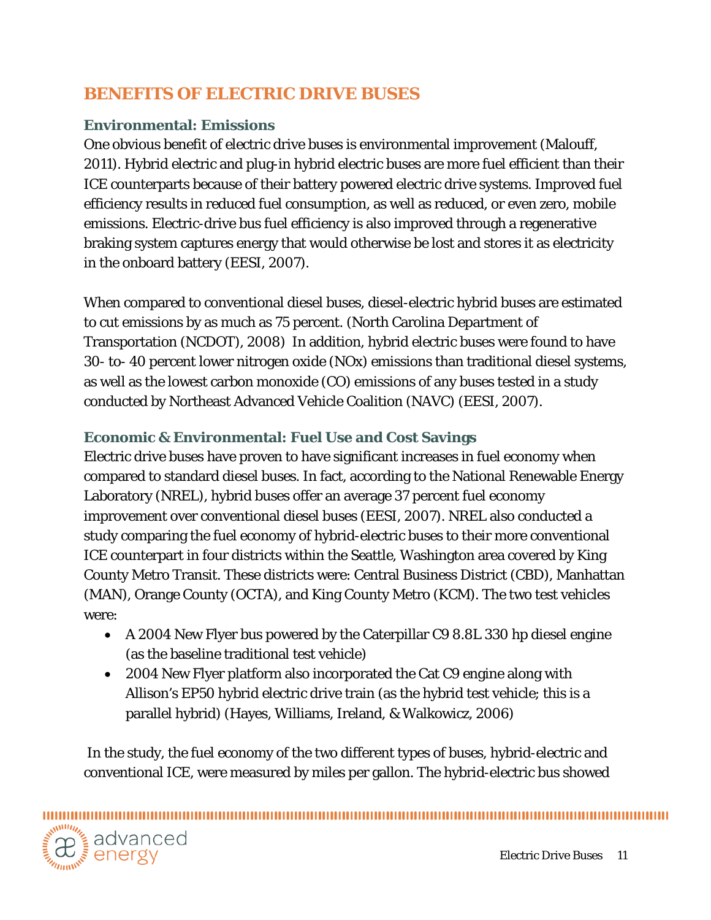## BENEFITS OF ELECTRIC DRIVE BUSES

### Environmental: Emissions

One obvious benefit of electric drive buses is environmental improvement (Malouff, 2011). Hybrid electric and plug-in hybrid electric buses are more fuel efficient than their ICE counterparts because of their battery powered electric drive systems. Improved fuel efficiency results in reduced fuel consumption, as well as reduced, or even zero, mobile emissions. Electric-drive bus fuel efficiency is also improved through a regenerative braking system captures energy that would otherwise be lost and stores it as electricity in the onboard battery (EESI, 2007).

When compared to conventional diesel buses, diesel-electric hybrid buses are estimated to cut emissions by as much as 75 percent. (North Carolina Department of Transportation (NCDOT), 2008) In addition, hybrid electric buses were found to have 30- to- 40 percent lower nitrogen oxide (NOx) emissions than traditional diesel systems, as well as the lowest carbon monoxide (CO) emissions of any buses tested in a study conducted by Northeast Advanced Vehicle Coalition (NAVC) (EESI, 2007).

### Economic & Environmental: Fuel Use and Cost Savings

Electric drive buses have proven to have significant increases in fuel economy when compared to standard diesel buses. In fact, according to the National Renewable Energy Laboratory (NREL), hybrid buses offer an average 37 percent fuel economy improvement over conventional diesel buses (EESI, 2007). NREL also conducted a study comparing the fuel economy of hybrid-electric buses to their more conventional ICE counterpart in four districts within the Seattle, Washington area covered by King County Metro Transit. These districts were: Central Business District (CBD), Manhattan (MAN), Orange County (OCTA), and King County Metro (KCM). The two test vehicles were:

- A 2004 New Flyer bus powered by the Caterpillar C9 8.8L 330 hp diesel engine (as the baseline traditional test vehicle)
- 2004 New Flyer platform also incorporated the Cat C9 engine along with Allison's EP50 hybrid electric drive train (as the hybrid test vehicle; this is a parallel hybrid) (Hayes, Williams, Ireland, & Walkowicz, 2006)

In the study, the fuel economy of the two different types of buses, hybrid-electric and conventional ICE, were measured by miles per gallon. The hybrid-electric bus showed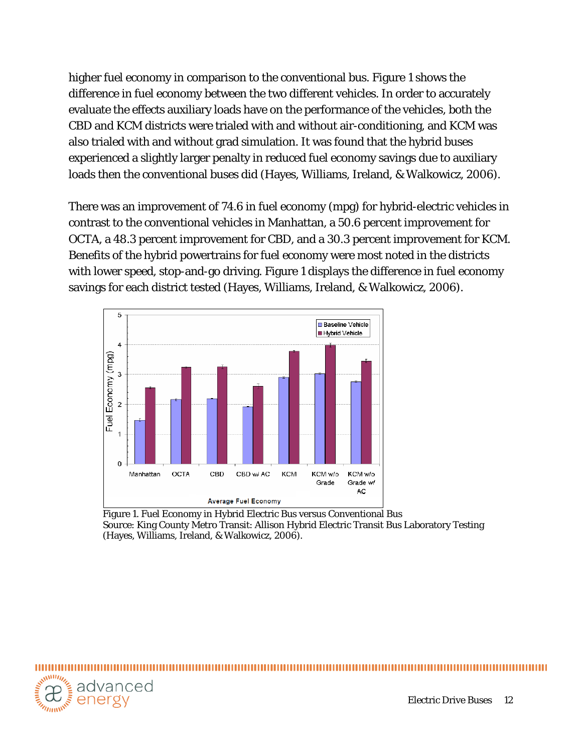higher fuel economy in comparison to the conventional bus. Figure 1 shows the difference in fuel economy between the two different vehicles. In order to accurately evaluate the effects auxiliary loads have on the performance of the vehicles, both the CBD and KCM districts were trialed with and without air-conditioning, and KCM was also trialed with and without grad simulation. It was found that the hybrid buses experienced a slightly larger penalty in reduced fuel economy savings due to auxiliary loads then the conventional buses did (Hayes, Williams, Ireland, & Walkowicz, 2006).

There was an improvement of 74.6 in fuel economy (mpg) for hybrid-electric vehicles in contrast to the conventional vehicles in Manhattan, a 50.6 percent improvement for OCTA, a 48.3 percent improvement for CBD, and a 30.3 percent improvement for KCM. Benefits of the hybrid powertrains for fuel economy were most noted in the districts with lower speed, stop-and-go driving. Figure 1 displays the difference in fuel economy savings for each district tested (Hayes, Williams, Ireland, & Walkowicz, 2006).

Figure 1. Fuel Economy in Hybrid Electric Bus versus Conventional Bus
Source: King County Metro Transit: Allison Hybrid Electric Transit Bus Laboratory Testing (Hayes, Williams, Ireland, & Walkowicz, 2006).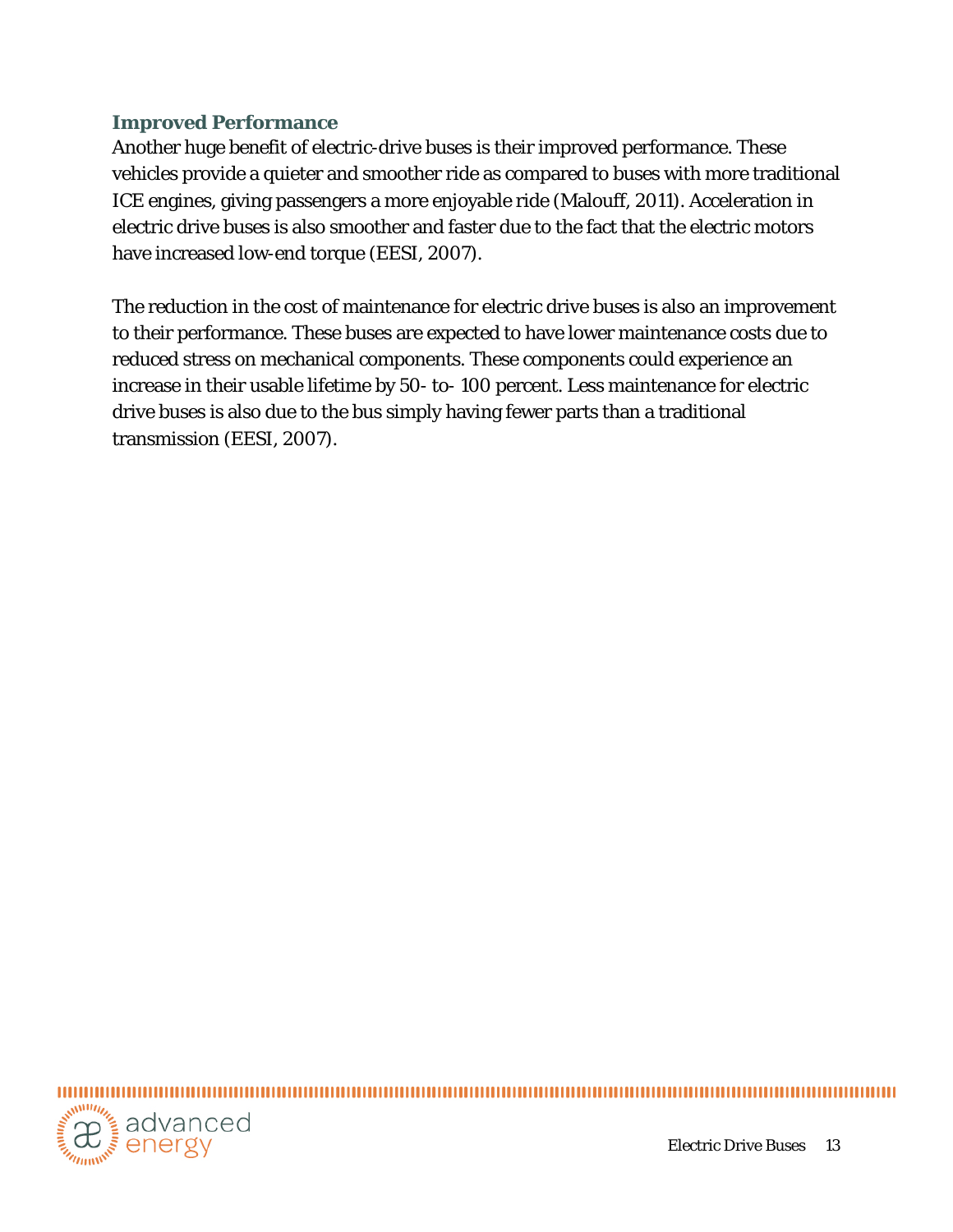### Improved Performance

Another huge benefit of electric-drive buses is their improved performance. These vehicles provide a quieter and smoother ride as compared to buses with more traditional ICE engines, giving passengers a more enjoyable ride (Malouff, 2011). Acceleration in electric drive buses is also smoother and faster due to the fact that the electric motors have increased low-end torque (EESI, 2007).

The reduction in the cost of maintenance for electric drive buses is also an improvement to their performance. These buses are expected to have lower maintenance costs due to reduced stress on mechanical components. These components could experience an increase in their usable lifetime by 50- to- 100 percent. Less maintenance for electric drive buses is also due to the bus simply having fewer parts than a traditional transmission (EESI, 2007).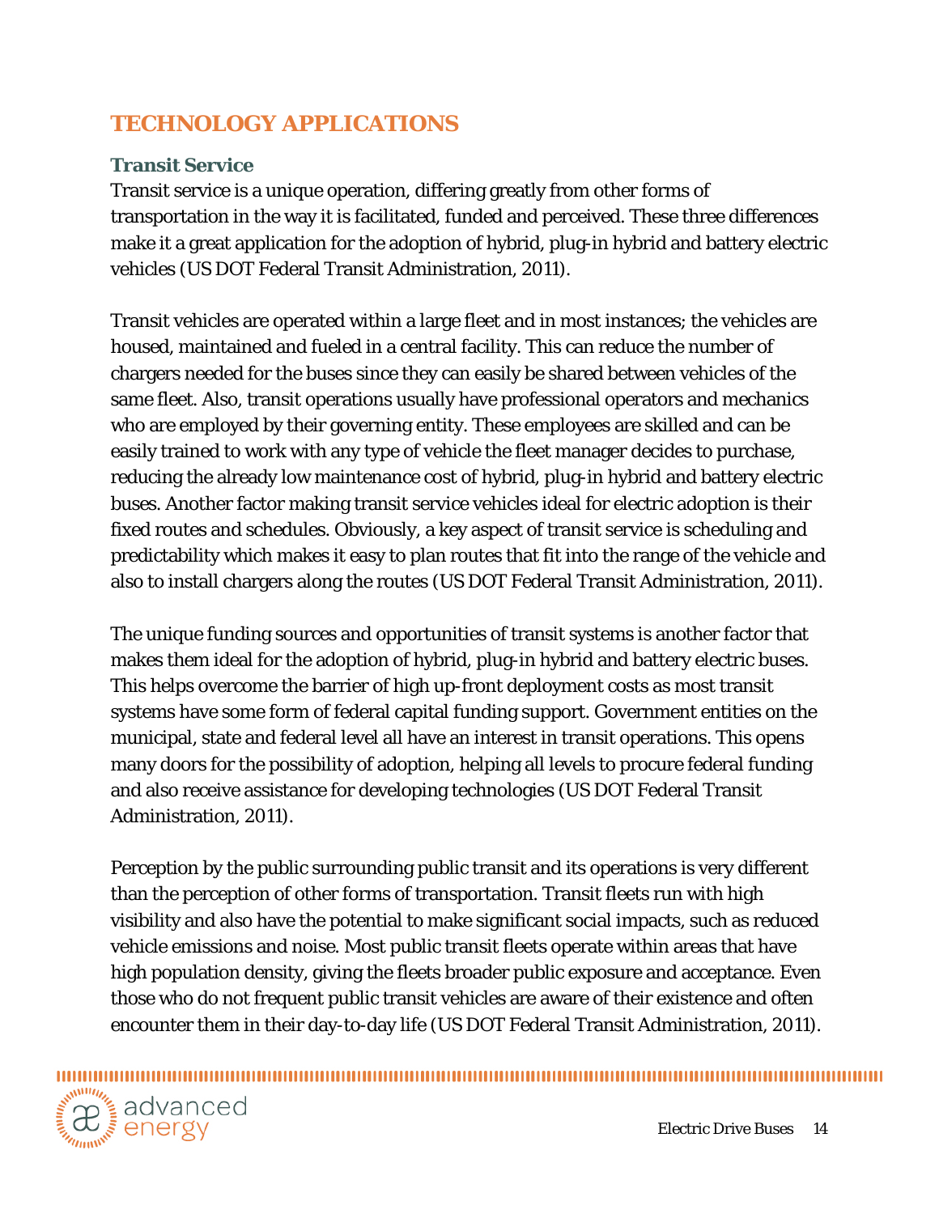# TECHNOLOGY APPLICATIONS

## Transit Service

Transit service is a unique operation, differing greatly from other forms of transportation in the way it is facilitated, funded and perceived. These three differences make it a great application for the adoption of hybrid, plug-in hybrid and battery electric vehicles (US DOT Federal Transit Administration, 2011).

Transit vehicles are operated within a large fleet and in most instances; the vehicles are housed, maintained and fueled in a central facility. This can reduce the number of chargers needed for the buses since they can easily be shared between vehicles of the same fleet. Also, transit operations usually have professional operators and mechanics who are employed by their governing entity. These employees are skilled and can be easily trained to work with any type of vehicle the fleet manager decides to purchase, reducing the already low maintenance cost of hybrid, plug-in hybrid and battery electric buses. Another factor making transit service vehicles ideal for electric adoption is their fixed routes and schedules. Obviously, a key aspect of transit service is scheduling and predictability which makes it easy to plan routes that fit into the range of the vehicle and also to install chargers along the routes (US DOT Federal Transit Administration, 2011).

The unique funding sources and opportunities of transit systems is another factor that makes them ideal for the adoption of hybrid, plug-in hybrid and battery electric buses. This helps overcome the barrier of high up-front deployment costs as most transit systems have some form of federal capital funding support. Government entities on the municipal, state and federal level all have an interest in transit operations. This opens many doors for the possibility of adoption, helping all levels to procure federal funding and also receive assistance for developing technologies (US DOT Federal Transit Administration, 2011).

Perception by the public surrounding public transit and its operations is very different than the perception of other forms of transportation. Transit fleets run with high visibility and also have the potential to make significant social impacts, such as reduced vehicle emissions and noise. Most public transit fleets operate within areas that have high population density, giving the fleets broader public exposure and acceptance. Even those who do not frequent public transit vehicles are aware of their existence and often encounter them in their day-to-day life (US DOT Federal Transit Administration, 2011).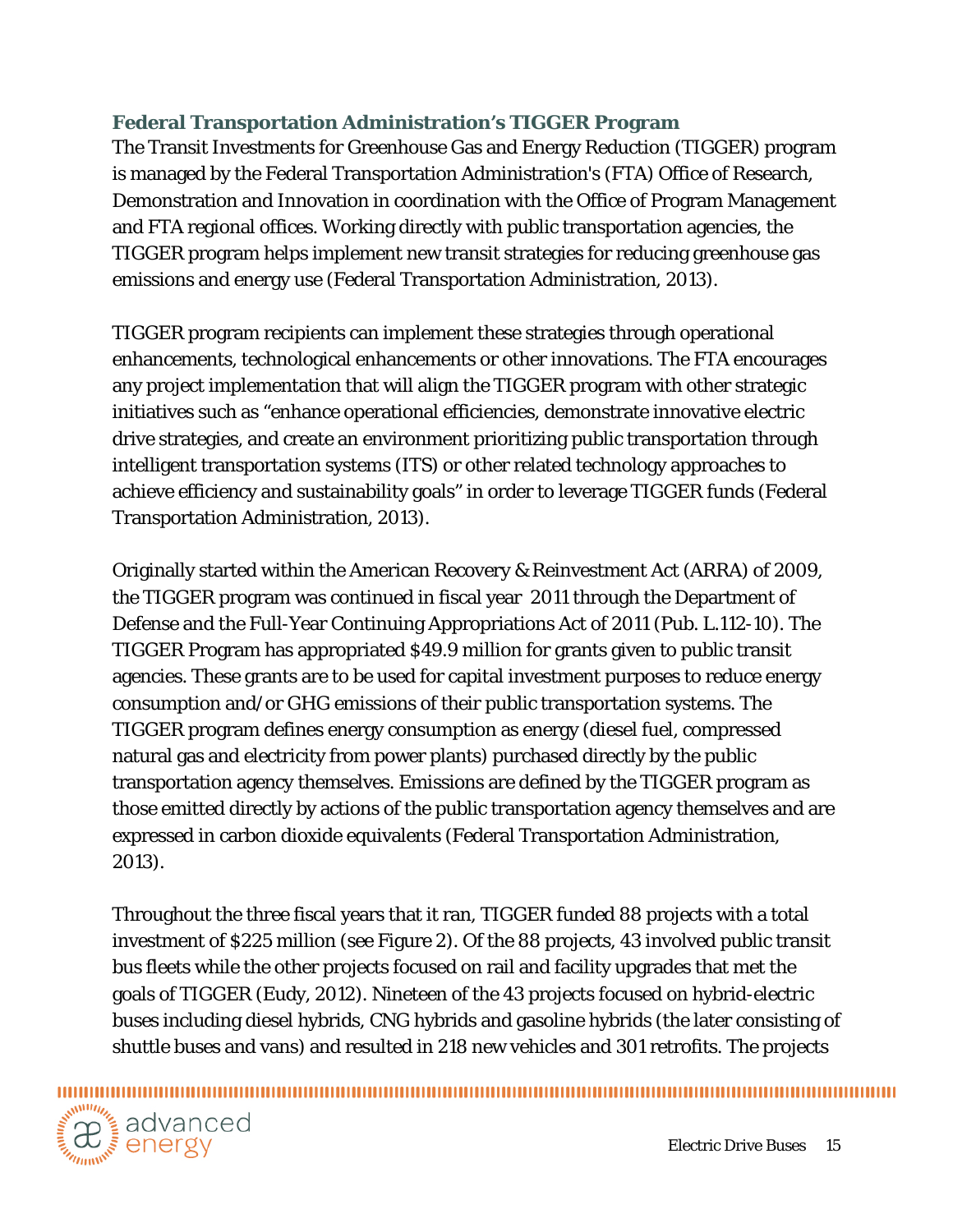### Federal Transportation Administration's TIGGER Program

The Transit Investments for Greenhouse Gas and Energy Reduction (TIGGER) program is managed by the Federal Transportation Administration's (FTA) Office of Research, Demonstration and Innovation in coordination with the Office of Program Management and FTA regional offices. Working directly with public transportation agencies, the TIGGER program helps implement new transit strategies for reducing greenhouse gas emissions and energy use (Federal Transportation Administration, 2013).

TIGGER program recipients can implement these strategies through operational enhancements, technological enhancements or other innovations. The FTA encourages any project implementation that will align the TIGGER program with other strategic initiatives such as "enhance operational efficiencies, demonstrate innovative electric drive strategies, and create an environment prioritizing public transportation through intelligent transportation systems (ITS) or other related technology approaches to achieve efficiency and sustainability goals" in order to leverage TIGGER funds (Federal Transportation Administration, 2013).

Originally started within the American Recovery & Reinvestment Act (ARRA) of 2009, the TIGGER program was continued in fiscal year 2011 through the Department of Defense and the Full-Year Continuing Appropriations Act of 2011 (Pub. L.112-10). The TIGGER Program has appropriated $49.9 million for grants given to public transit agencies. These grants are to be used for capital investment purposes to reduce energy consumption and/or GHG emissions of their public transportation systems. The TIGGER program defines energy consumption as energy (diesel fuel, compressed natural gas and electricity from power plants) purchased directly by the public transportation agency themselves. Emissions are defined by the TIGGER program as those emitted directly by actions of the public transportation agency themselves and are expressed in carbon dioxide equivalents (Federal Transportation Administration, 2013).

Throughout the three fiscal years that it ran, TIGGER funded 88 projects with a total investment of $225 million (see Figure 2). Of the 88 projects, 43 involved public transit bus fleets while the other projects focused on rail and facility upgrades that met the goals of TIGGER (Eudy, 2012). Nineteen of the 43 projects focused on hybrid-electric buses including diesel hybrids, CNG hybrids and gasoline hybrids (the later consisting of shuttle buses and vans) and resulted in 218 new vehicles and 301 retrofits. The projects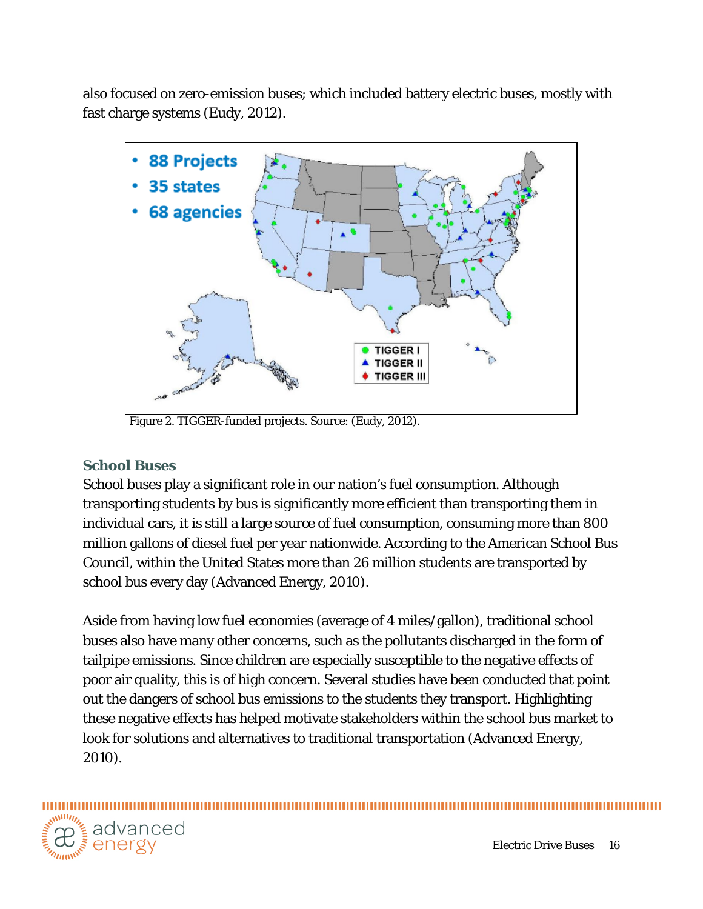also focused on zero-emission buses; which included battery electric buses, mostly with fast charge systems (Eudy, 2012).

Figure 2. TIGGER-funded projects. Source: (Eudy, 2012).

### School Buses

School buses play a significant role in our nation's fuel consumption. Although transporting students by bus is significantly more efficient than transporting them in individual cars, it is still a large source of fuel consumption, consuming more than 800 million gallons of diesel fuel per year nationwide. According to the American School Bus Council, within the United States more than 26 million students are transported by school bus every day (Advanced Energy, 2010).

Aside from having low fuel economies (average of 4 miles/gallon), traditional school buses also have many other concerns, such as the pollutants discharged in the form of tailpipe emissions. Since children are especially susceptible to the negative effects of poor air quality, this is of high concern. Several studies have been conducted that point out the dangers of school bus emissions to the students they transport. Highlighting these negative effects has helped motivate stakeholders within the school bus market to look for solutions and alternatives to traditional transportation (Advanced Energy, 2010).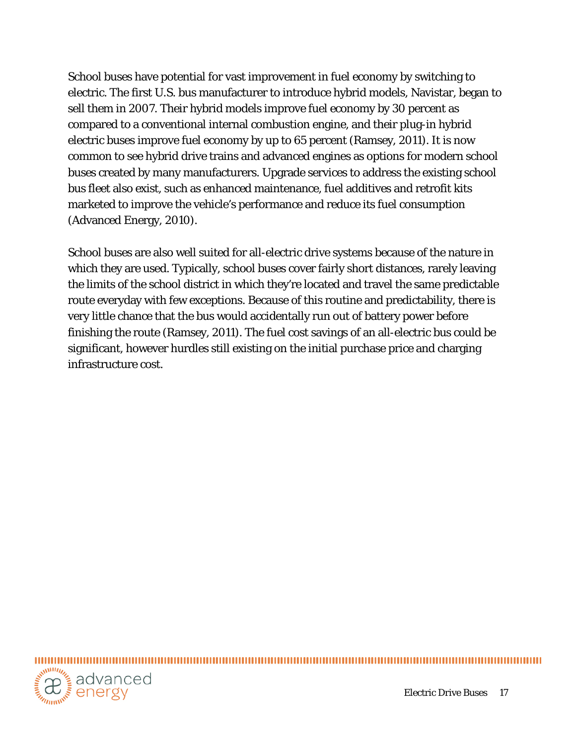School buses have potential for vast improvement in fuel economy by switching to electric. The first U.S. bus manufacturer to introduce hybrid models, Navistar, began to sell them in 2007. Their hybrid models improve fuel economy by 30 percent as compared to a conventional internal combustion engine, and their plug-in hybrid electric buses improve fuel economy by up to 65 percent (Ramsey, 2011). It is now common to see hybrid drive trains and advanced engines as options for modern school buses created by many manufacturers. Upgrade services to address the existing school bus fleet also exist, such as enhanced maintenance, fuel additives and retrofit kits marketed to improve the vehicle's performance and reduce its fuel consumption (Advanced Energy, 2010).

School buses are also well suited for all-electric drive systems because of the nature in which they are used. Typically, school buses cover fairly short distances, rarely leaving the limits of the school district in which they're located and travel the same predictable route everyday with few exceptions. Because of this routine and predictability, there is very little chance that the bus would accidentally run out of battery power before finishing the route (Ramsey, 2011). The fuel cost savings of an all-electric bus could be significant, however hurdles still existing on the initial purchase price and charging infrastructure cost.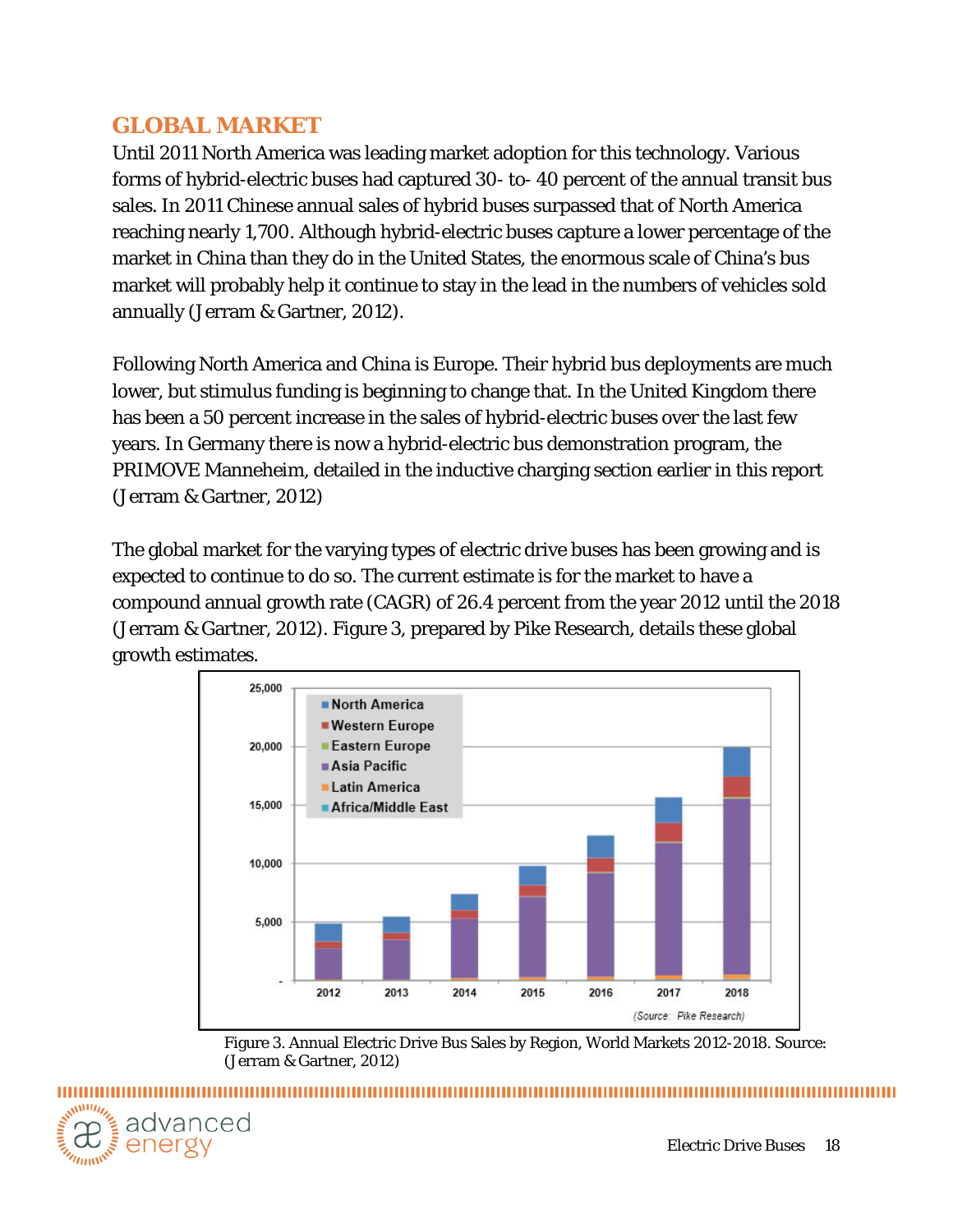## GLOBAL MARKET

Until 2011 North America was leading market adoption for this technology. Various forms of hybrid-electric buses had captured 30- to- 40 percent of the annual transit bus sales. In 2011 Chinese annual sales of hybrid buses surpassed that of North America reaching nearly 1,700. Although hybrid-electric buses capture a lower percentage of the market in China than they do in the United States, the enormous scale of China's bus market will probably help it continue to stay in the lead in the numbers of vehicles sold annually (Jerram & Gartner, 2012).

Following North America and China is Europe. Their hybrid bus deployments are much lower, but stimulus funding is beginning to change that. In the United Kingdom there has been a 50 percent increase in the sales of hybrid-electric buses over the last few years. In Germany there is now a hybrid-electric bus demonstration program, the PRIMOVE Manneheim, detailed in the inductive charging section earlier in this report (Jerram & Gartner, 2012)

The global market for the varying types of electric drive buses has been growing and is expected to continue to do so. The current estimate is for the market to have a compound annual growth rate (CAGR) of 26.4 percent from the year 2012 until the 2018 (Jerram & Gartner, 2012). Figure 3, prepared by Pike Research, details these global growth estimates.

Figure 3. Annual Electric Drive Bus Sales by Region, World Markets 2012-2018. Source: (Jerram & Gartner, 2012)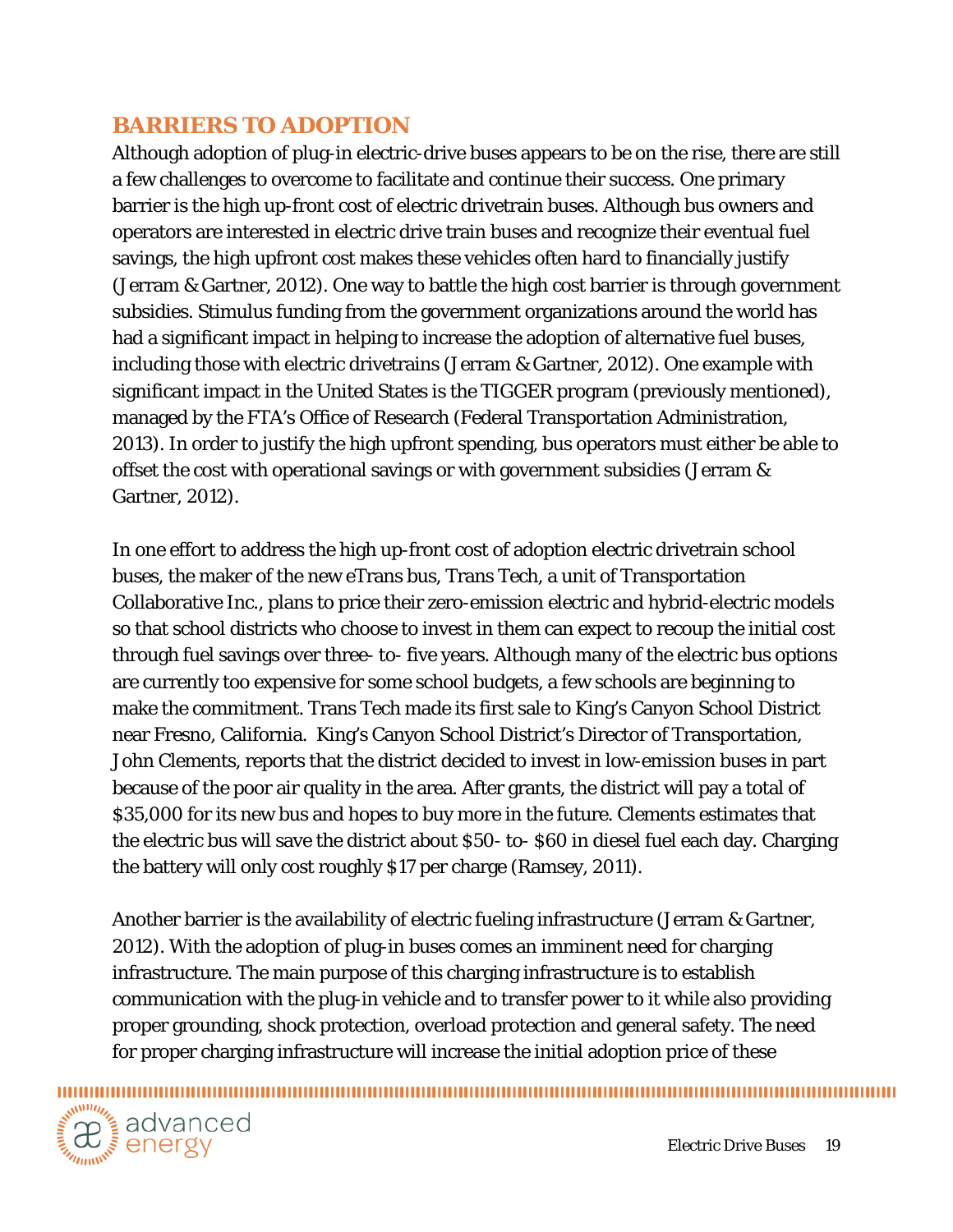## BARRIERS TO ADOPTION

Although adoption of plug-in electric-drive buses appears to be on the rise, there are still a few challenges to overcome to facilitate and continue their success. One primary barrier is the high up-front cost of electric drivetrain buses. Although bus owners and operators are interested in electric drive train buses and recognize their eventual fuel savings, the high upfront cost makes these vehicles often hard to financially justify (Jerram & Gartner, 2012). One way to battle the high cost barrier is through government subsidies. Stimulus funding from the government organizations around the world has had a significant impact in helping to increase the adoption of alternative fuel buses, including those with electric drivetrains (Jerram & Gartner, 2012). One example with significant impact in the United States is the TIGGER program (previously mentioned), managed by the FTA's Office of Research (Federal Transportation Administration, 2013). In order to justify the high upfront spending, bus operators must either be able to offset the cost with operational savings or with government subsidies (Jerram & Gartner, 2012).

In one effort to address the high up-front cost of adoption electric drivetrain school buses, the maker of the new eTrans bus, Trans Tech, a unit of Transportation Collaborative Inc., plans to price their zero-emission electric and hybrid-electric models so that school districts who choose to invest in them can expect to recoup the initial cost through fuel savings over three- to- five years. Although many of the electric bus options are currently too expensive for some school budgets, a few schools are beginning to make the commitment. Trans Tech made its first sale to King's Canyon School District near Fresno, California. King's Canyon School District's Director of Transportation, John Clements, reports that the district decided to invest in low-emission buses in part because of the poor air quality in the area. After grants, the district will pay a total of $35,000 for its new bus and hopes to buy more in the future. Clements estimates that the electric bus will save the district about $50- to- $60 in diesel fuel each day. Charging the battery will only cost roughly $17 per charge (Ramsey, 2011).

Another barrier is the availability of electric fueling infrastructure (Jerram & Gartner, 2012). With the adoption of plug-in buses comes an imminent need for charging infrastructure. The main purpose of this charging infrastructure is to establish communication with the plug-in vehicle and to transfer power to it while also providing proper grounding, shock protection, overload protection and general safety. The need for proper charging infrastructure will increase the initial adoption price of these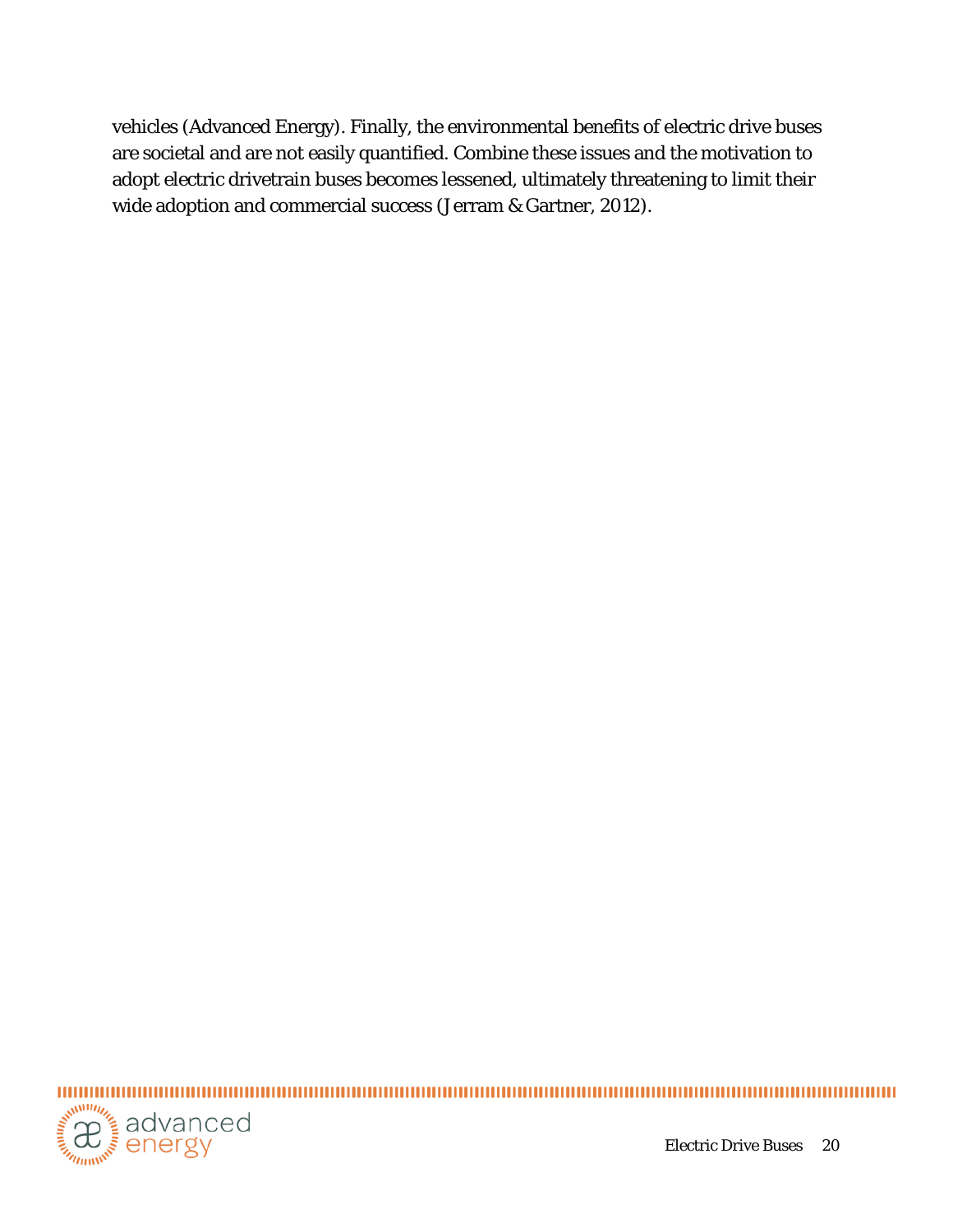vehicles (Advanced Energy). Finally, the environmental benefits of electric drive buses are societal and are not easily quantified. Combine these issues and the motivation to adopt electric drivetrain buses becomes lessened, ultimately threatening to limit their wide adoption and commercial success (Jerram & Gartner, 2012).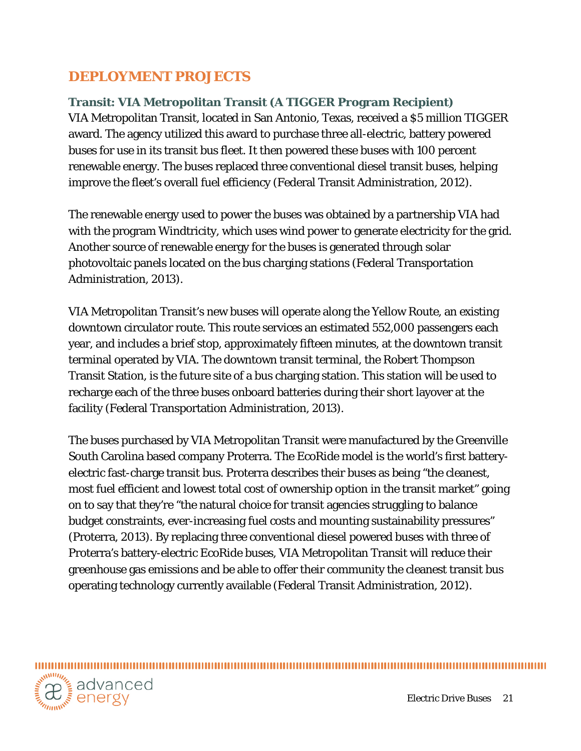## DEPLOYMENT PROJECTS

### Transit: VIA Metropolitan Transit (A TIGGER Program Recipient)

VIA Metropolitan Transit, located in San Antonio, Texas, received a $5 million TIGGER award. The agency utilized this award to purchase three all-electric, battery powered buses for use in its transit bus fleet. It then powered these buses with 100 percent renewable energy. The buses replaced three conventional diesel transit buses, helping improve the fleet's overall fuel efficiency (Federal Transit Administration, 2012).

The renewable energy used to power the buses was obtained by a partnership VIA had with the program Windtricity, which uses wind power to generate electricity for the grid. Another source of renewable energy for the buses is generated through solar photovoltaic panels located on the bus charging stations (Federal Transportation Administration, 2013).

VIA Metropolitan Transit's new buses will operate along the Yellow Route, an existing downtown circulator route. This route services an estimated 552,000 passengers each year, and includes a brief stop, approximately fifteen minutes, at the downtown transit terminal operated by VIA. The downtown transit terminal, the Robert Thompson Transit Station, is the future site of a bus charging station. This station will be used to recharge each of the three buses onboard batteries during their short layover at the facility (Federal Transportation Administration, 2013).

The buses purchased by VIA Metropolitan Transit were manufactured by the Greenville South Carolina based company Proterra. The EcoRide model is the world's first battery-electric fast-charge transit bus. Proterra describes their buses as being "the cleanest, most fuel efficient and lowest total cost of ownership option in the transit market" going on to say that they're "the natural choice for transit agencies struggling to balance budget constraints, ever-increasing fuel costs and mounting sustainability pressures" (Proterra, 2013). By replacing three conventional diesel powered buses with three of Proterra's battery-electric EcoRide buses, VIA Metropolitan Transit will reduce their greenhouse gas emissions and be able to offer their community the cleanest transit bus operating technology currently available (Federal Transit Administration, 2012).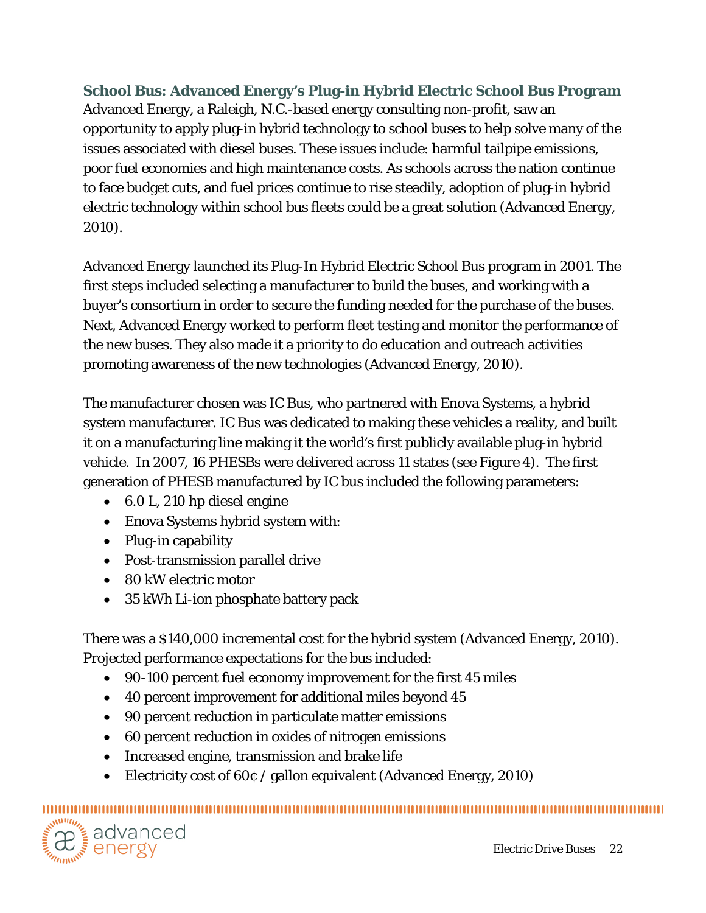### School Bus: Advanced Energy's Plug-in Hybrid Electric School Bus Program

Advanced Energy, a Raleigh, N.C.-based energy consulting non-profit, saw an opportunity to apply plug-in hybrid technology to school buses to help solve many of the issues associated with diesel buses. These issues include: harmful tailpipe emissions, poor fuel economies and high maintenance costs. As schools across the nation continue to face budget cuts, and fuel prices continue to rise steadily, adoption of plug-in hybrid electric technology within school bus fleets could be a great solution (Advanced Energy, 2010).

Advanced Energy launched its Plug-In Hybrid Electric School Bus program in 2001. The first steps included selecting a manufacturer to build the buses, and working with a buyer's consortium in order to secure the funding needed for the purchase of the buses. Next, Advanced Energy worked to perform fleet testing and monitor the performance of the new buses. They also made it a priority to do education and outreach activities promoting awareness of the new technologies (Advanced Energy, 2010).

The manufacturer chosen was IC Bus, who partnered with Enova Systems, a hybrid system manufacturer. IC Bus was dedicated to making these vehicles a reality, and built it on a manufacturing line making it the world's first publicly available plug-in hybrid vehicle. In 2007, 16 PHESBs were delivered across 11 states (see Figure 4). The first generation of PHESB manufactured by IC bus included the following parameters:

- 6.0 L, 210 hp diesel engine
- Enova Systems hybrid system with:
- Plug-in capability
- Post-transmission parallel drive
- 80 kW electric motor
- 35 kWh Li-ion phosphate battery pack

There was a $140,000 incremental cost for the hybrid system (Advanced Energy, 2010). Projected performance expectations for the bus included:

- 90-100 percent fuel economy improvement for the first 45 miles
- 40 percent improvement for additional miles beyond 45
- 90 percent reduction in particulate matter emissions
- 60 percent reduction in oxides of nitrogen emissions
- Increased engine, transmission and brake life
- Electricity cost of 60¢ / gallon equivalent (Advanced Energy, 2010)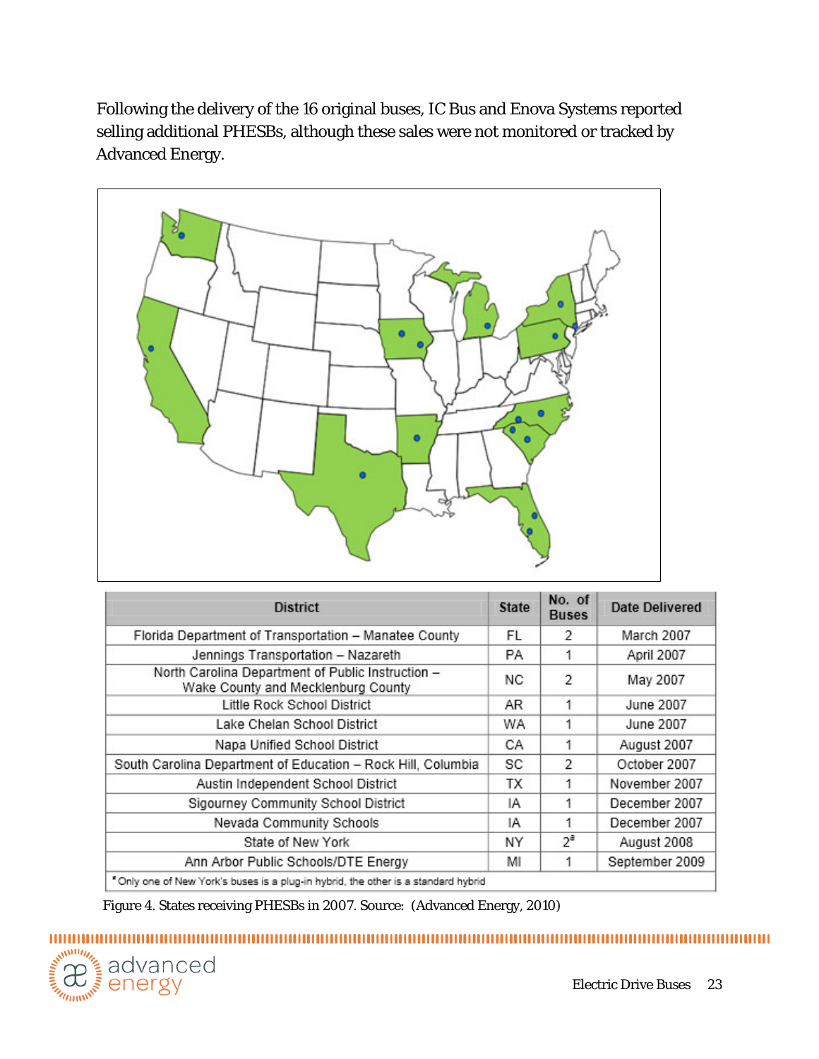Following the delivery of the 16 original buses, IC Bus and Enova Systems reported selling additional PHESBs, although these sales were not monitored or tracked by Advanced Energy.

| District | State | No. of Buses | Date Delivered |
|---|---|---|---|
| Florida Department of Transportation – Manatee County | FL | 2 | March 2007 |
| Jennings Transportation – Nazareth | PA | 1 | April 2007 |
| North Carolina Department of Public Instruction – Wake County and Mecklenburg County | NC | 2 | May 2007 |
| Little Rock School District | AR | 1 | June 2007 |
| Lake Chelan School District | WA | 1 | June 2007 |
| Napa Unified School District | CA | 1 | August 2007 |
| South Carolina Department of Education – Rock Hill, Columbia | SC | 2 | October 2007 |
| Austin Independent School District | TX | 1 | November 2007 |
| Sigourney Community School District | IA | 1 | December 2007 |
| Nevada Community Schools | IA | 1 | December 2007 |
| State of New York | NY | 2[a] | August 2008 |
| Ann Arbor Public Schools/DTE Energy | MI | 1 | September 2009 |

[a] Only one of New York's buses is a plug-in hybrid, the other is a standard hybrid

Figure 4. States receiving PHESBs in 2007. Source: (Advanced Energy, 2010)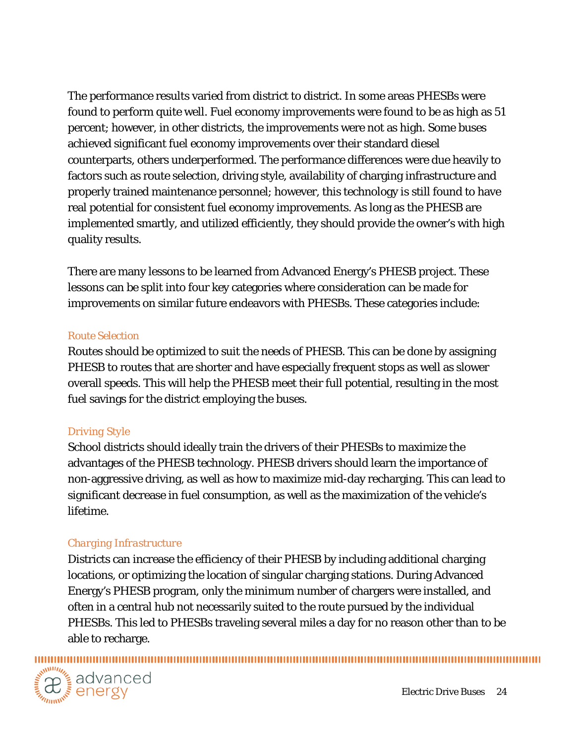The performance results varied from district to district. In some areas PHESBs were found to perform quite well. Fuel economy improvements were found to be as high as 51 percent; however, in other districts, the improvements were not as high. Some buses achieved significant fuel economy improvements over their standard diesel counterparts, others underperformed. The performance differences were due heavily to factors such as route selection, driving style, availability of charging infrastructure and properly trained maintenance personnel; however, this technology is still found to have real potential for consistent fuel economy improvements. As long as the PHESB are implemented smartly, and utilized efficiently, they should provide the owner's with high quality results.

There are many lessons to be learned from Advanced Energy's PHESB project. These lessons can be split into four key categories where consideration can be made for improvements on similar future endeavors with PHESBs. These categories include:

### Route Selection

Routes should be optimized to suit the needs of PHESB. This can be done by assigning PHESB to routes that are shorter and have especially frequent stops as well as slower overall speeds. This will help the PHESB meet their full potential, resulting in the most fuel savings for the district employing the buses.

### Driving Style

School districts should ideally train the drivers of their PHESBs to maximize the advantages of the PHESB technology. PHESB drivers should learn the importance of non-aggressive driving, as well as how to maximize mid-day recharging. This can lead to significant decrease in fuel consumption, as well as the maximization of the vehicle's lifetime.

### *Charging Infrastructure*

Districts can increase the efficiency of their PHESB by including additional charging locations, or optimizing the location of singular charging stations. During Advanced Energy's PHESB program, only the minimum number of chargers were installed, and often in a central hub not necessarily suited to the route pursued by the individual PHESBs. This led to PHESBs traveling several miles a day for no reason other than to be able to recharge.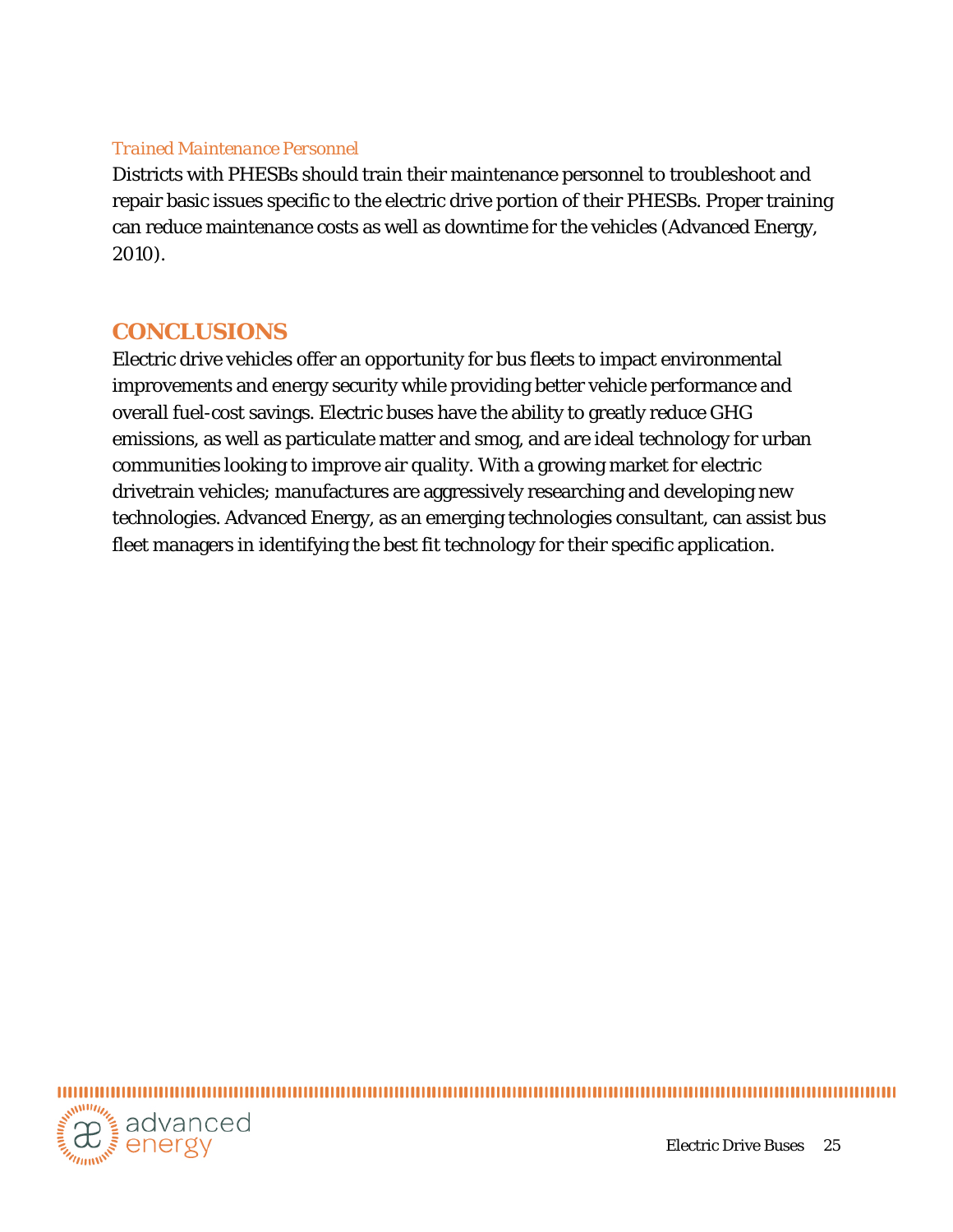### *Trained Maintenance Personnel*

Districts with PHESBs should train their maintenance personnel to troubleshoot and repair basic issues specific to the electric drive portion of their PHESBs. Proper training can reduce maintenance costs as well as downtime for the vehicles (Advanced Energy, 2010).

## CONCLUSIONS

Electric drive vehicles offer an opportunity for bus fleets to impact environmental improvements and energy security while providing better vehicle performance and overall fuel-cost savings. Electric buses have the ability to greatly reduce GHG emissions, as well as particulate matter and smog, and are ideal technology for urban communities looking to improve air quality. With a growing market for electric drivetrain vehicles; manufactures are aggressively researching and developing new technologies. Advanced Energy, as an emerging technologies consultant, can assist bus fleet managers in identifying the best fit technology for their specific application.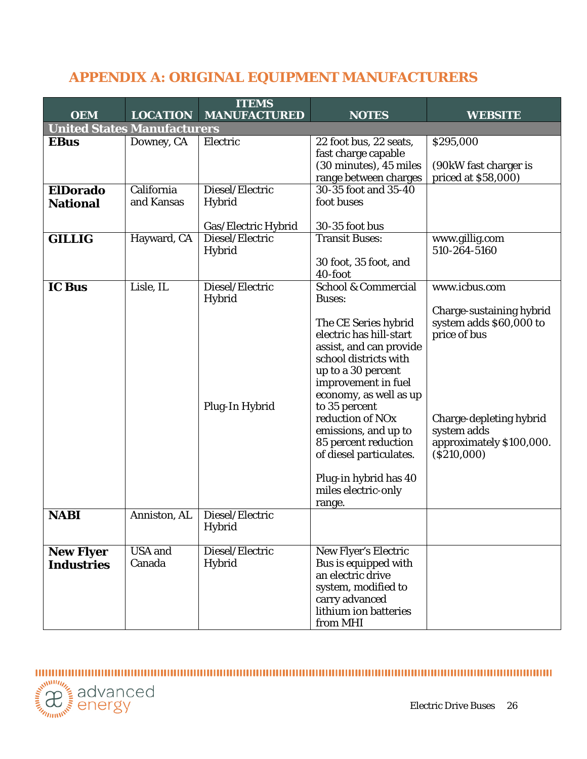# APPENDIX A: ORIGINAL EQUIPMENT MANUFACTURERS

| OEM | LOCATION | ITEMS MANUFACTURED | NOTES | WEBSITE |
|---|---|---|---|---|
| **United States Manufacturers** | | | | |
| **EBus** | Downey, CA | Electric | 22 foot bus, 22 seats, fast charge capable (30 minutes), 45 miles range between charges | $295,000<br><br>(90kW fast charger is priced at $58,000) |
| **ElDorado National** | California and Kansas | Diesel/Electric Hybrid<br><br>Gas/Electric Hybrid | 30-35 foot and 35-40 foot buses<br><br>30-35 foot bus | |
| **GILLIG** | Hayward, CA | Diesel/Electric Hybrid | Transit Buses:<br><br>30 foot, 35 foot, and 40-foot | www.gillig.com<br>510-264-5160 |
| **IC Bus** | Lisle, IL | Diesel/Electric Hybrid<br><br>Plug-In Hybrid | School & Commercial Buses:<br><br>The CE Series hybrid electric has hill-start assist, and can provide school districts with up to a 30 percent improvement in fuel economy, as well as up to 35 percent reduction of NOx emissions, and up to 85 percent reduction of diesel particulates.<br><br>Plug-in hybrid has 40 miles electric-only range. | www.icbus.com<br><br>Charge-sustaining hybrid system adds $60,000 to price of bus<br><br>Charge-depleting hybrid system adds approximately $100,000. ($210,000) |
| **NABI** | Anniston, AL | Diesel/Electric Hybrid | | |
| **New Flyer Industries** | USA and Canada | Diesel/Electric Hybrid | New Flyer's Electric Bus is equipped with an electric drive system, modified to carry advanced lithium ion batteries from MHI | |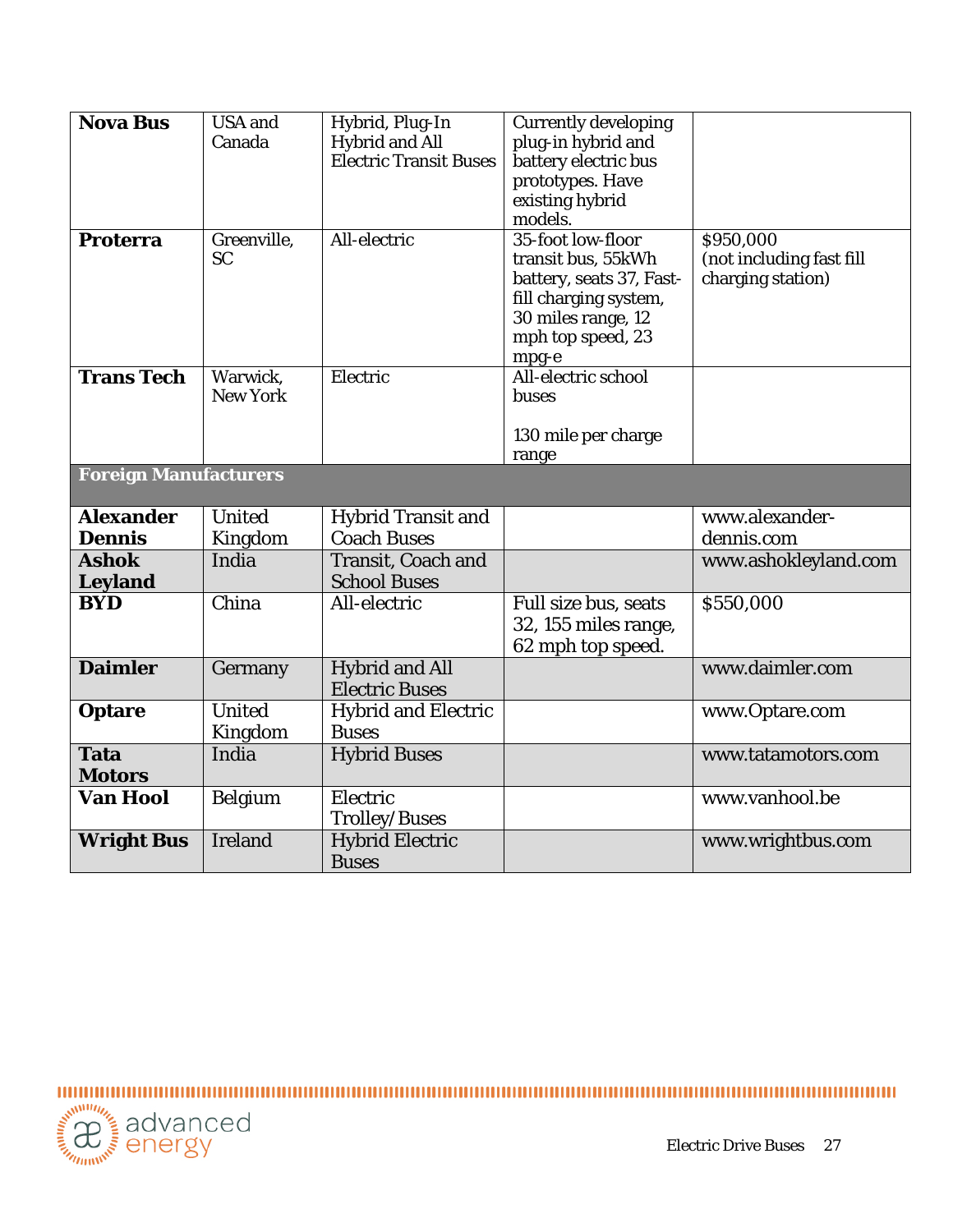| | | | | |
|---|---|---|---|---|
| **Nova Bus** | USA and Canada | Hybrid, Plug-In Hybrid and All Electric Transit Buses | Currently developing plug-in hybrid and battery electric bus prototypes. Have existing hybrid models. | |
| **Proterra** | Greenville, SC | All-electric | 35-foot low-floor transit bus, 55kWh battery, seats 37, Fast-fill charging system, 30 miles range, 12 mph top speed, 23 mpg-e | $950,000 (not including fast fill charging station) |
| **Trans Tech** | Warwick, New York | Electric | All-electric school buses<br><br>130 mile per charge range | |
| **Foreign Manufacturers** | | | | |
| **Alexander Dennis** | United Kingdom | Hybrid Transit and Coach Buses | | www.alexander-dennis.com |
| **Ashok Leyland** | India | Transit, Coach and School Buses | | www.ashokleyland.com |
| **BYD** | China | All-electric | Full size bus, seats 32, 155 miles range, 62 mph top speed. | $550,000 |
| **Daimler** | Germany | Hybrid and All Electric Buses | | www.daimler.com |
| **Optare** | United Kingdom | Hybrid and Electric Buses | | www.Optare.com |
| **Tata Motors** | India | Hybrid Buses | | www.tatamotors.com |
| **Van Hool** | Belgium | Electric Trolley/Buses | | www.vanhool.be |
| **Wright Bus** | Ireland | Hybrid Electric Buses | | www.wrightbus.com |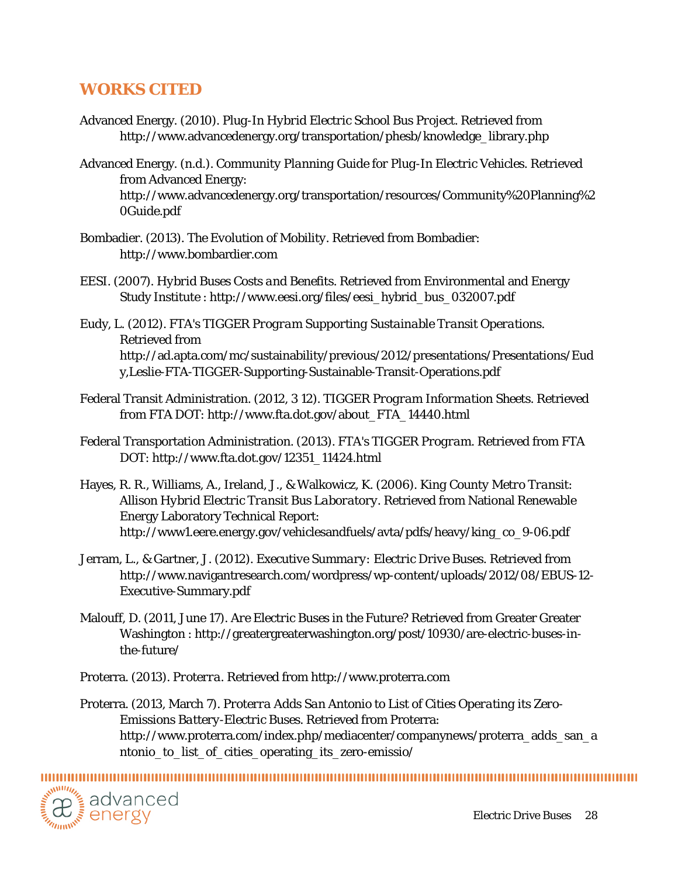## WORKS CITED

Advanced Energy. (2010). *Plug-In Hybrid Electric School Bus Project*. Retrieved from http://www.advancedenergy.org/transportation/phesb/knowledge_library.php

Advanced Energy. (n.d.). *Community Planning Guide for Plug-In Electric Vehicles*. Retrieved from Advanced Energy: http://www.advancedenergy.org/transportation/resources/Community%20Planning%20Guide.pdf

Bombadier. (2013). *The Evolution of Mobility*. Retrieved from Bombadier: http://www.bombardier.com

EESI. (2007). *Hybrid Buses Costs and Benefits*. Retrieved from Environmental and Energy Study Institute : http://www.eesi.org/files/eesi_hybrid_bus_032007.pdf

Eudy, L. (2012). *FTA's TIGGER Program Supporting Sustainable Transit Operations*. Retrieved from http://ad.apta.com/mc/sustainability/previous/2012/presentations/Presentations/Eudy,Leslie-FTA-TIGGER-Supporting-Sustainable-Transit-Operations.pdf

Federal Transit Administration. (2012, 3 12). *TIGGER Program Information Sheets*. Retrieved from FTA DOT: http://www.fta.dot.gov/about_FTA_14440.html

Federal Transportation Administration. (2013). *FTA's TIGGER Program*. Retrieved from FTA DOT: http://www.fta.dot.gov/12351_11424.html

Hayes, R. R., Williams, A., Ireland, J., & Walkowicz, K. (2006). *King County Metro Transit: Allison Hybrid Electric Transit Bus Laboratory*. Retrieved from National Renewable Energy Laboratory Technical Report: http://www1.eere.energy.gov/vehiclesandfuels/avta/pdfs/heavy/king_co_9-06.pdf

Jerram, L., & Gartner, J. (2012). *Executive Summary: Electric Drive Buses*. Retrieved from http://www.navigantresearch.com/wordpress/wp-content/uploads/2012/08/EBUS-12-Executive-Summary.pdf

Malouff, D. (2011, June 17). *Are Electric Buses in the Future?* Retrieved from Greater Greater Washington : http://greatergreaterwashington.org/post/10930/are-electric-buses-in-the-future/

Proterra. (2013). *Proterra*. Retrieved from http://www.proterra.com

Proterra. (2013, March 7). *Proterra Adds San Antonio to List of Cities Operating its Zero-Emissions Battery-Electric Buses*. Retrieved from Proterra: http://www.proterra.com/index.php/mediacenter/companynews/proterra_adds_san_antonio_to_list_of_cities_operating_its_zero-emissio/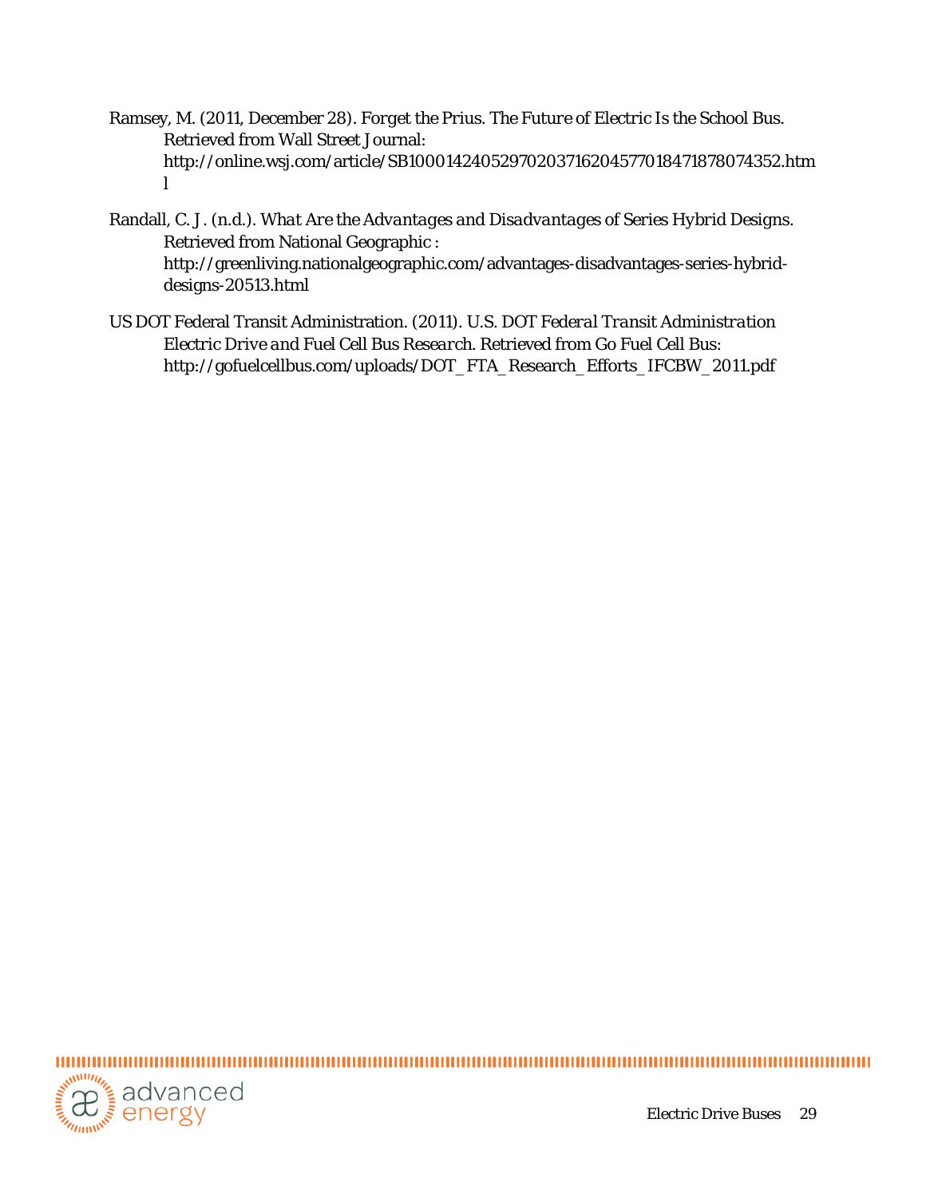Ramsey, M. (2011, December 28). *Forget the Prius. The Future of Electric Is the School Bus.* Retrieved from Wall Street Journal: http://online.wsj.com/article/SB10001424052970203716204577018471878074352.html

Randall, C. J. (n.d.). *What Are the Advantages and Disadvantages of Series Hybrid Designs.* Retrieved from National Geographic : http://greenliving.nationalgeographic.com/advantages-disadvantages-series-hybrid-designs-20513.html

US DOT Federal Transit Administration. (2011). *U.S. DOT Federal Transit Administration Electric Drive and Fuel Cell Bus Research.* Retrieved from Go Fuel Cell Bus: http://gofuelcellbus.com/uploads/DOT_FTA_Research_Efforts_IFCBW_2011.pdf